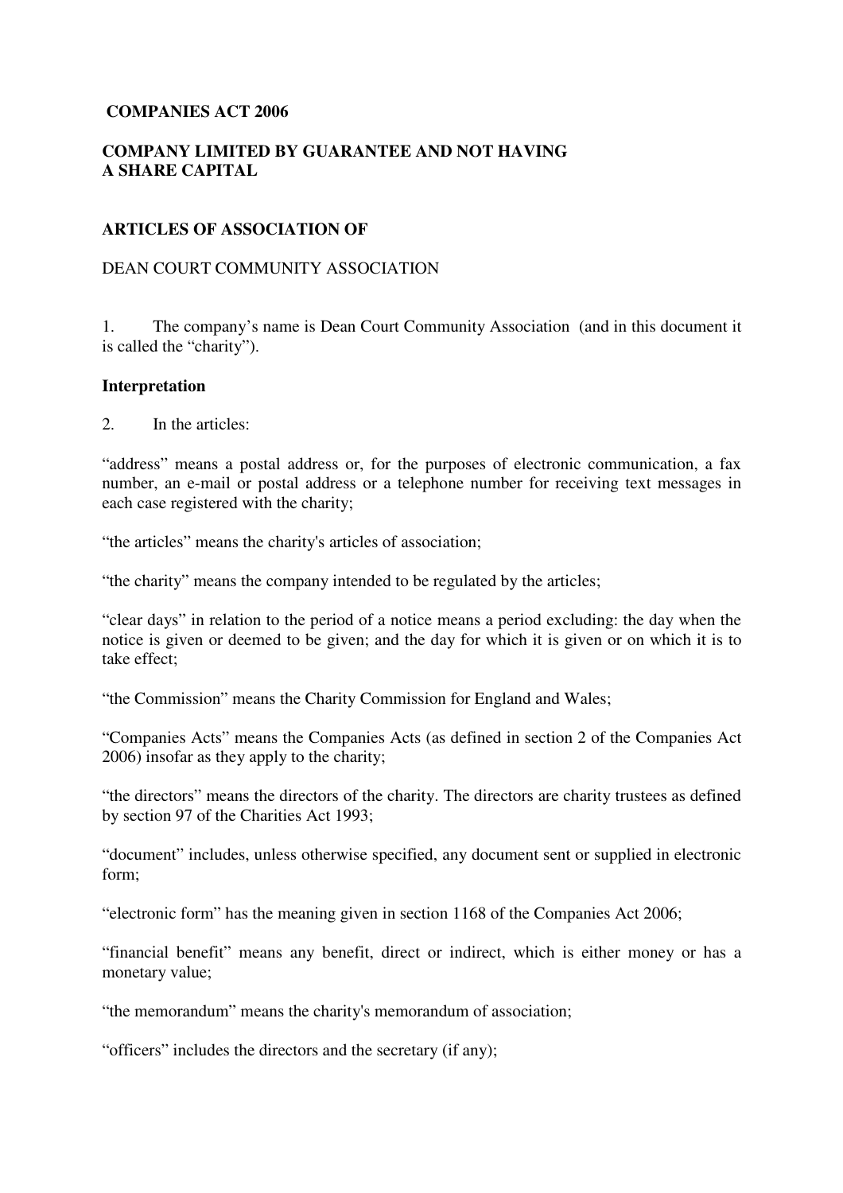**COMPANIES ACT 2006**

**COMPANY LIMITED BY GUARANTEE AND NOT HAVING A SHARE CAPITAL**

**ARTICLES OF ASSOCIATION OF**

DEAN COURT COMMUNITY ASSOCIATION

1. The company's name is Dean Court Community Association (and in this document it is called the "charity").

**Interpretation**

2. In the articles:

"address" means a postal address or, for the purposes of electronic communication, a fax number, an e-mail or postal address or a telephone number for receiving text messages in each case registered with the charity;

"the articles" means the charity's articles of association;

"the charity" means the company intended to be regulated by the articles;

"clear days" in relation to the period of a notice means a period excluding: the day when the notice is given or deemed to be given; and the day for which it is given or on which it is to take effect;

"the Commission" means the Charity Commission for England and Wales;

"Companies Acts" means the Companies Acts (as defined in section 2 of the Companies Act 2006) insofar as they apply to the charity;

"the directors" means the directors of the charity. The directors are charity trustees as defined by section 97 of the Charities Act 1993;

"document" includes, unless otherwise specified, any document sent or supplied in electronic form;

"electronic form" has the meaning given in section 1168 of the Companies Act 2006;

"financial benefit" means any benefit, direct or indirect, which is either money or has a monetary value;

"the memorandum" means the charity's memorandum of association;

"officers" includes the directors and the secretary (if any);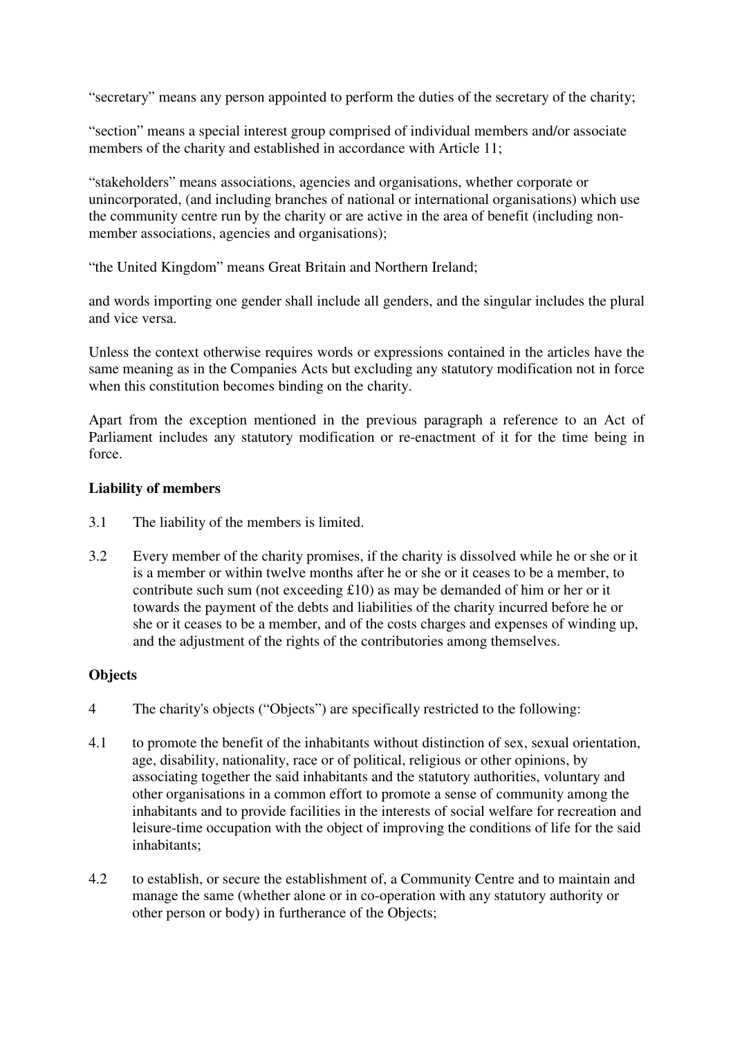"secretary" means any person appointed to perform the duties of the secretary of the charity;

"section" means a special interest group comprised of individual members and/or associate members of the charity and established in accordance with Article 11;

"stakeholders" means associations, agencies and organisations, whether corporate or unincorporated, (and including branches of national or international organisations) which use the community centre run by the charity or are active in the area of benefit (including non-member associations, agencies and organisations);

"the United Kingdom" means Great Britain and Northern Ireland;

and words importing one gender shall include all genders, and the singular includes the plural and vice versa.

Unless the context otherwise requires words or expressions contained in the articles have the same meaning as in the Companies Acts but excluding any statutory modification not in force when this constitution becomes binding on the charity.

Apart from the exception mentioned in the previous paragraph a reference to an Act of Parliament includes any statutory modification or re-enactment of it for the time being in force.

**Liability of members**

3.1 The liability of the members is limited.

3.2 Every member of the charity promises, if the charity is dissolved while he or she or it is a member or within twelve months after he or she or it ceases to be a member, to contribute such sum (not exceeding £10) as may be demanded of him or her or it towards the payment of the debts and liabilities of the charity incurred before he or she or it ceases to be a member, and of the costs charges and expenses of winding up, and the adjustment of the rights of the contributories among themselves.

**Objects**

4 The charity's objects ("Objects") are specifically restricted to the following:

4.1 to promote the benefit of the inhabitants without distinction of sex, sexual orientation, age, disability, nationality, race or of political, religious or other opinions, by associating together the said inhabitants and the statutory authorities, voluntary and other organisations in a common effort to promote a sense of community among the inhabitants and to provide facilities in the interests of social welfare for recreation and leisure-time occupation with the object of improving the conditions of life for the said inhabitants;

4.2 to establish, or secure the establishment of, a Community Centre and to maintain and manage the same (whether alone or in co-operation with any statutory authority or other person or body) in furtherance of the Objects;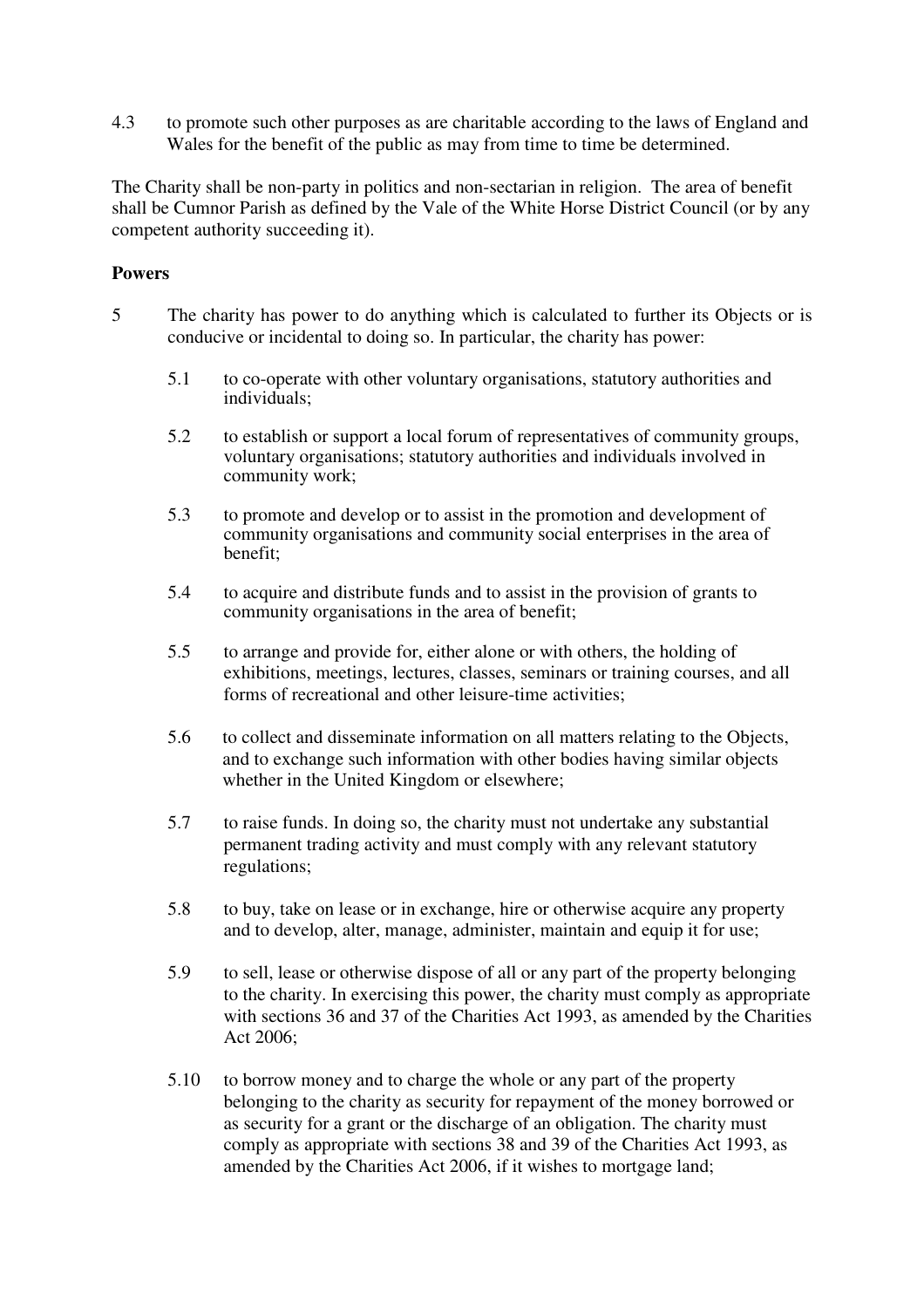4.3 to promote such other purposes as are charitable according to the laws of England and Wales for the benefit of the public as may from time to time be determined.

The Charity shall be non-party in politics and non-sectarian in religion. The area of benefit shall be Cumnor Parish as defined by the Vale of the White Horse District Council (or by any competent authority succeeding it).

**Powers**

5 The charity has power to do anything which is calculated to further its Objects or is conducive or incidental to doing so. In particular, the charity has power:

5.1 to co-operate with other voluntary organisations, statutory authorities and individuals;

5.2 to establish or support a local forum of representatives of community groups, voluntary organisations; statutory authorities and individuals involved in community work;

5.3 to promote and develop or to assist in the promotion and development of community organisations and community social enterprises in the area of benefit;

5.4 to acquire and distribute funds and to assist in the provision of grants to community organisations in the area of benefit;

5.5 to arrange and provide for, either alone or with others, the holding of exhibitions, meetings, lectures, classes, seminars or training courses, and all forms of recreational and other leisure-time activities;

5.6 to collect and disseminate information on all matters relating to the Objects, and to exchange such information with other bodies having similar objects whether in the United Kingdom or elsewhere;

5.7 to raise funds. In doing so, the charity must not undertake any substantial permanent trading activity and must comply with any relevant statutory regulations;

5.8 to buy, take on lease or in exchange, hire or otherwise acquire any property and to develop, alter, manage, administer, maintain and equip it for use;

5.9 to sell, lease or otherwise dispose of all or any part of the property belonging to the charity. In exercising this power, the charity must comply as appropriate with sections 36 and 37 of the Charities Act 1993, as amended by the Charities Act 2006;

5.10 to borrow money and to charge the whole or any part of the property belonging to the charity as security for repayment of the money borrowed or as security for a grant or the discharge of an obligation. The charity must comply as appropriate with sections 38 and 39 of the Charities Act 1993, as amended by the Charities Act 2006, if it wishes to mortgage land;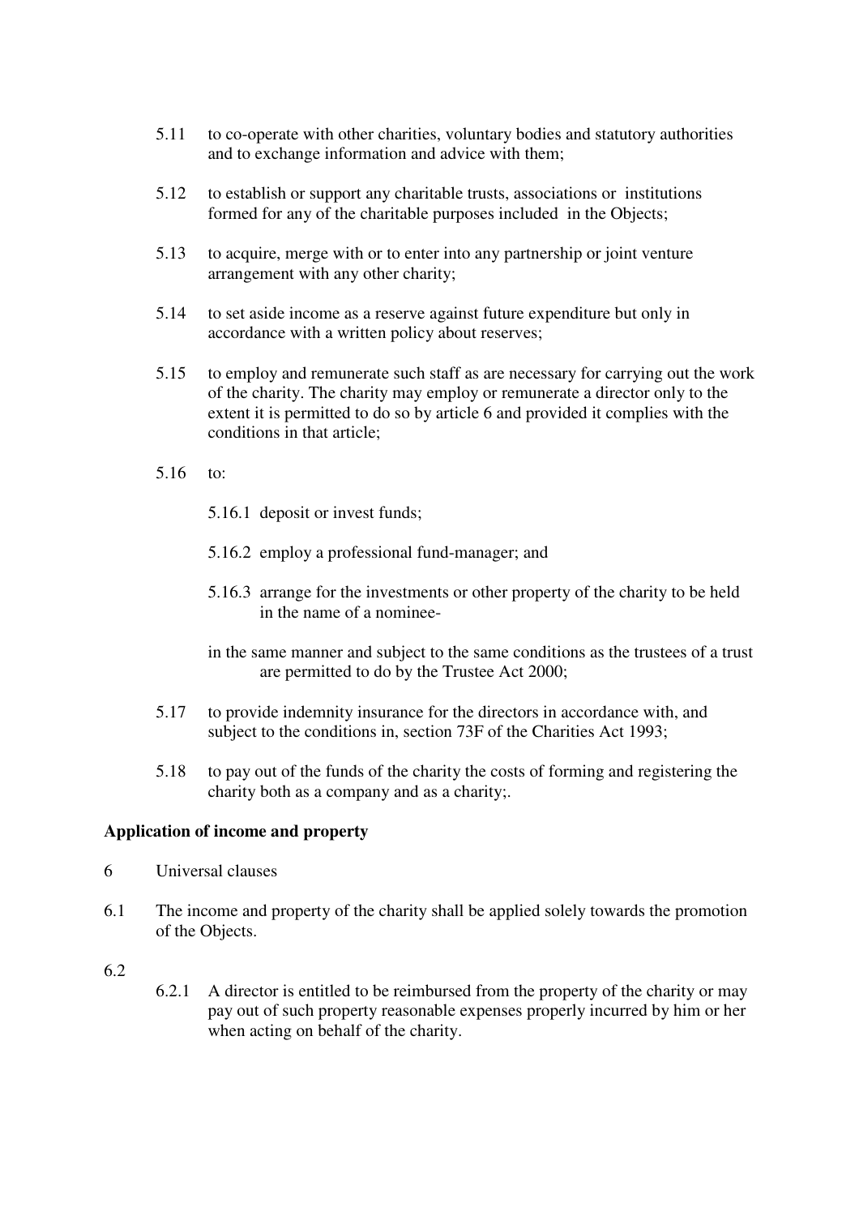5.11 to co-operate with other charities, voluntary bodies and statutory authorities and to exchange information and advice with them;

5.12 to establish or support any charitable trusts, associations or institutions formed for any of the charitable purposes included in the Objects;

5.13 to acquire, merge with or to enter into any partnership or joint venture arrangement with any other charity;

5.14 to set aside income as a reserve against future expenditure but only in accordance with a written policy about reserves;

5.15 to employ and remunerate such staff as are necessary for carrying out the work of the charity. The charity may employ or remunerate a director only to the extent it is permitted to do so by article 6 and provided it complies with the conditions in that article;

5.16 to:

5.16.1 deposit or invest funds;

5.16.2 employ a professional fund-manager; and

5.16.3 arrange for the investments or other property of the charity to be held in the name of a nominee-

in the same manner and subject to the same conditions as the trustees of a trust are permitted to do by the Trustee Act 2000;

5.17 to provide indemnity insurance for the directors in accordance with, and subject to the conditions in, section 73F of the Charities Act 1993;

5.18 to pay out of the funds of the charity the costs of forming and registering the charity both as a company and as a charity;.

**Application of income and property**

6 Universal clauses

6.1 The income and property of the charity shall be applied solely towards the promotion of the Objects.

6.2

6.2.1 A director is entitled to be reimbursed from the property of the charity or may pay out of such property reasonable expenses properly incurred by him or her when acting on behalf of the charity.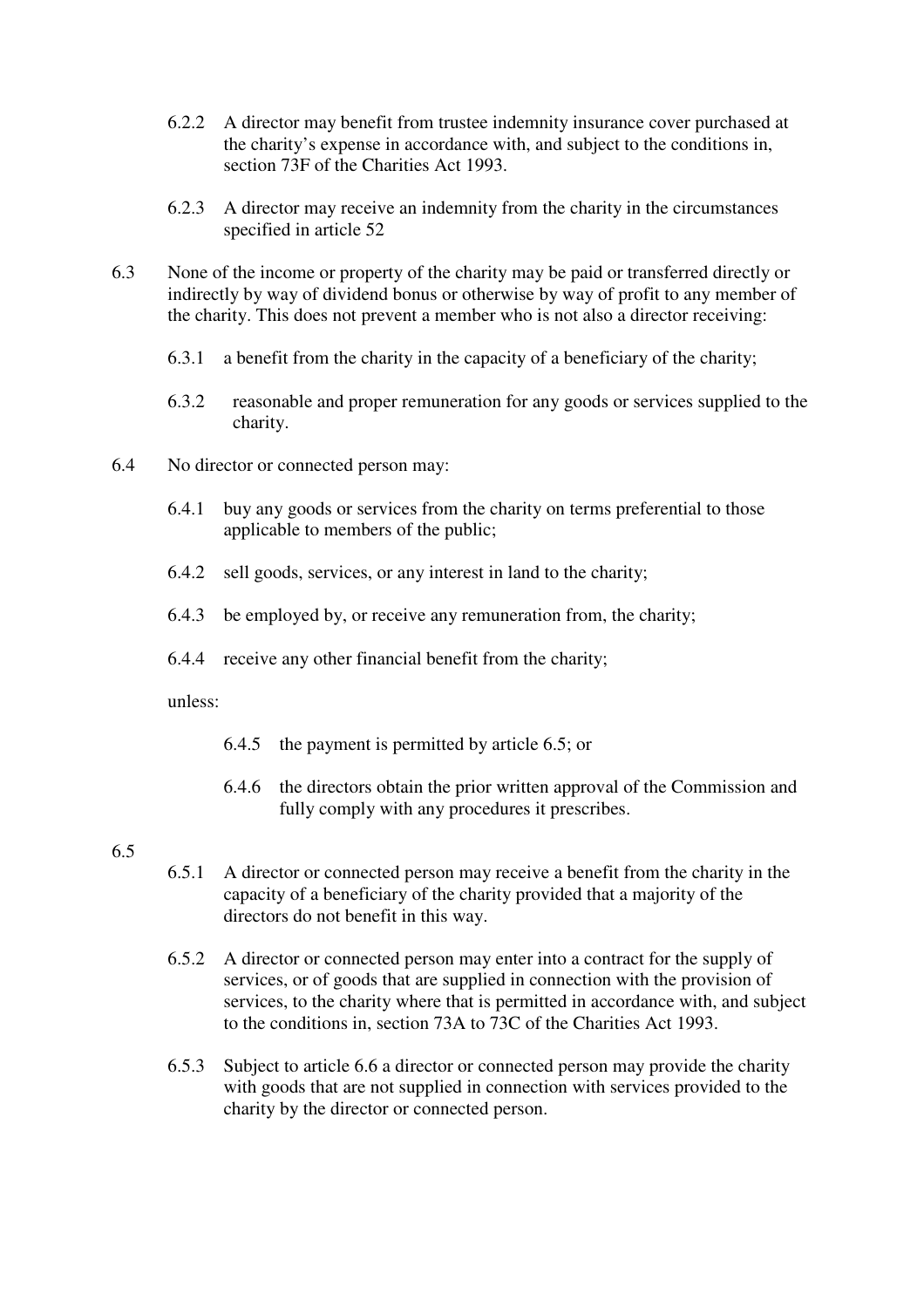6.2.2 A director may benefit from trustee indemnity insurance cover purchased at the charity's expense in accordance with, and subject to the conditions in, section 73F of the Charities Act 1993.

6.2.3 A director may receive an indemnity from the charity in the circumstances specified in article 52

6.3 None of the income or property of the charity may be paid or transferred directly or indirectly by way of dividend bonus or otherwise by way of profit to any member of the charity. This does not prevent a member who is not also a director receiving:

6.3.1 a benefit from the charity in the capacity of a beneficiary of the charity;

6.3.2 reasonable and proper remuneration for any goods or services supplied to the charity.

6.4 No director or connected person may:

6.4.1 buy any goods or services from the charity on terms preferential to those applicable to members of the public;

6.4.2 sell goods, services, or any interest in land to the charity;

6.4.3 be employed by, or receive any remuneration from, the charity;

6.4.4 receive any other financial benefit from the charity;

unless:

6.4.5 the payment is permitted by article 6.5; or

6.4.6 the directors obtain the prior written approval of the Commission and fully comply with any procedures it prescribes.

6.5

6.5.1 A director or connected person may receive a benefit from the charity in the capacity of a beneficiary of the charity provided that a majority of the directors do not benefit in this way.

6.5.2 A director or connected person may enter into a contract for the supply of services, or of goods that are supplied in connection with the provision of services, to the charity where that is permitted in accordance with, and subject to the conditions in, section 73A to 73C of the Charities Act 1993.

6.5.3 Subject to article 6.6 a director or connected person may provide the charity with goods that are not supplied in connection with services provided to the charity by the director or connected person.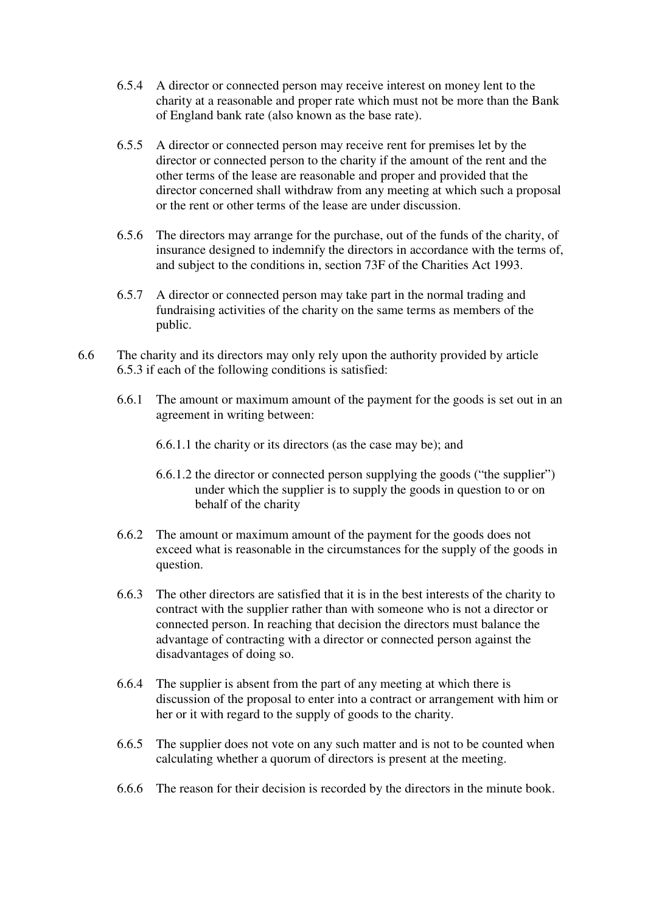6.5.4 A director or connected person may receive interest on money lent to the charity at a reasonable and proper rate which must not be more than the Bank of England bank rate (also known as the base rate).

6.5.5 A director or connected person may receive rent for premises let by the director or connected person to the charity if the amount of the rent and the other terms of the lease are reasonable and proper and provided that the director concerned shall withdraw from any meeting at which such a proposal or the rent or other terms of the lease are under discussion.

6.5.6 The directors may arrange for the purchase, out of the funds of the charity, of insurance designed to indemnify the directors in accordance with the terms of, and subject to the conditions in, section 73F of the Charities Act 1993.

6.5.7 A director or connected person may take part in the normal trading and fundraising activities of the charity on the same terms as members of the public.

6.6 The charity and its directors may only rely upon the authority provided by article 6.5.3 if each of the following conditions is satisfied:

6.6.1 The amount or maximum amount of the payment for the goods is set out in an agreement in writing between:

6.6.1.1 the charity or its directors (as the case may be); and

6.6.1.2 the director or connected person supplying the goods ("the supplier") under which the supplier is to supply the goods in question to or on behalf of the charity

6.6.2 The amount or maximum amount of the payment for the goods does not exceed what is reasonable in the circumstances for the supply of the goods in question.

6.6.3 The other directors are satisfied that it is in the best interests of the charity to contract with the supplier rather than with someone who is not a director or connected person. In reaching that decision the directors must balance the advantage of contracting with a director or connected person against the disadvantages of doing so.

6.6.4 The supplier is absent from the part of any meeting at which there is discussion of the proposal to enter into a contract or arrangement with him or her or it with regard to the supply of goods to the charity.

6.6.5 The supplier does not vote on any such matter and is not to be counted when calculating whether a quorum of directors is present at the meeting.

6.6.6 The reason for their decision is recorded by the directors in the minute book.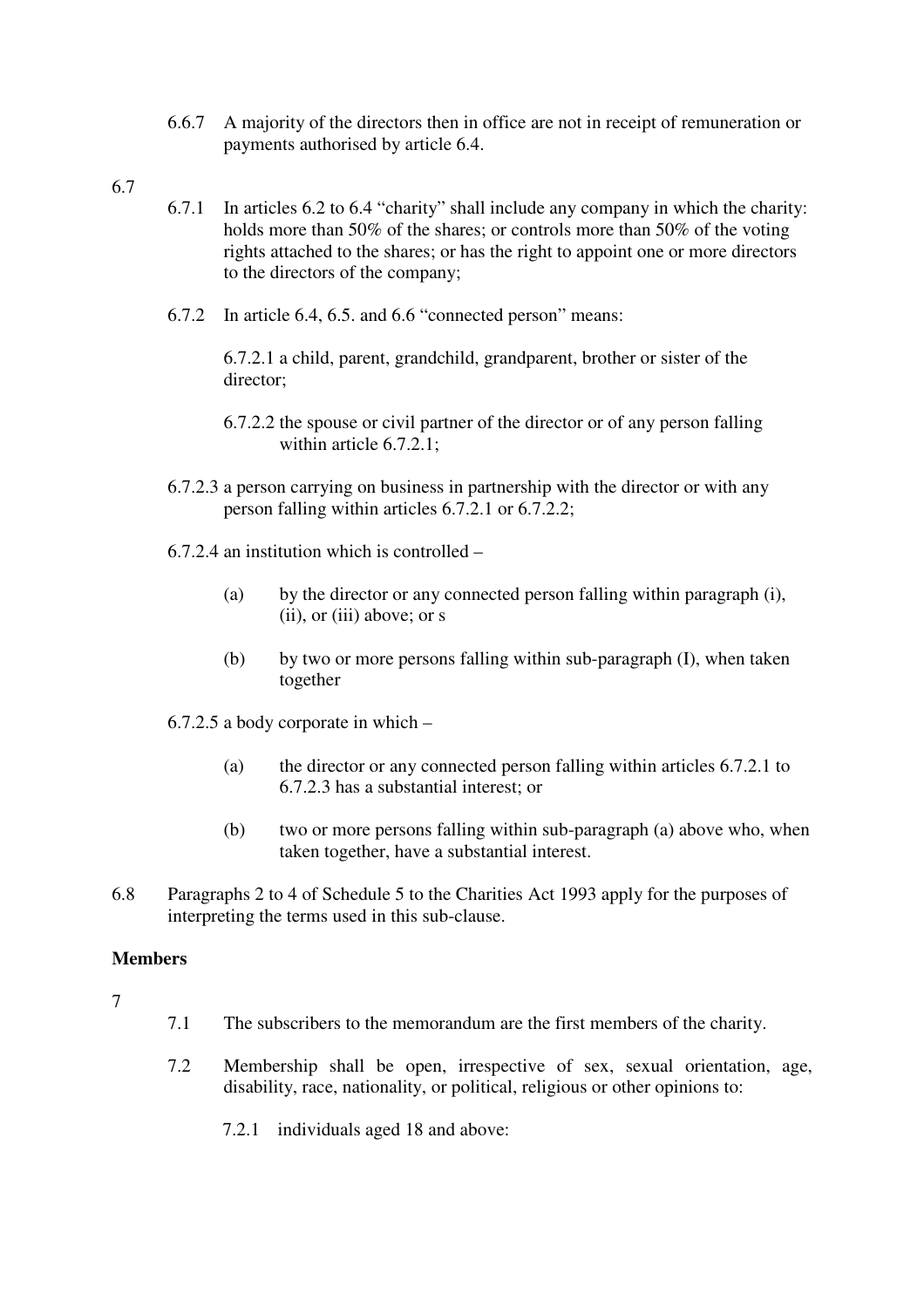6.6.7 A majority of the directors then in office are not in receipt of remuneration or payments authorised by article 6.4.

6.7

6.7.1 In articles 6.2 to 6.4 "charity" shall include any company in which the charity: holds more than 50% of the shares; or controls more than 50% of the voting rights attached to the shares; or has the right to appoint one or more directors to the directors of the company;

6.7.2 In article 6.4, 6.5. and 6.6 "connected person" means:

6.7.2.1 a child, parent, grandchild, grandparent, brother or sister of the director;

6.7.2.2 the spouse or civil partner of the director or of any person falling within article 6.7.2.1;

6.7.2.3 a person carrying on business in partnership with the director or with any person falling within articles 6.7.2.1 or 6.7.2.2;

6.7.2.4 an institution which is controlled –

(a) by the director or any connected person falling within paragraph (i), (ii), or (iii) above; or s

(b) by two or more persons falling within sub-paragraph (I), when taken together

6.7.2.5 a body corporate in which –

(a) the director or any connected person falling within articles 6.7.2.1 to 6.7.2.3 has a substantial interest; or

(b) two or more persons falling within sub-paragraph (a) above who, when taken together, have a substantial interest.

6.8 Paragraphs 2 to 4 of Schedule 5 to the Charities Act 1993 apply for the purposes of interpreting the terms used in this sub-clause.

**Members**

7

7.1 The subscribers to the memorandum are the first members of the charity.

7.2 Membership shall be open, irrespective of sex, sexual orientation, age, disability, race, nationality, or political, religious or other opinions to:

7.2.1 individuals aged 18 and above: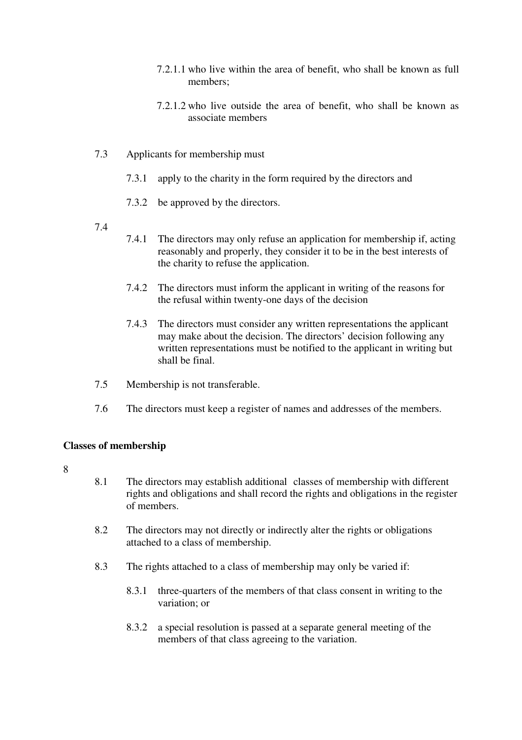7.2.1.1 who live within the area of benefit, who shall be known as full members;

7.2.1.2 who live outside the area of benefit, who shall be known as associate members

7.3 Applicants for membership must

7.3.1 apply to the charity in the form required by the directors and

7.3.2 be approved by the directors.

7.4

7.4.1 The directors may only refuse an application for membership if, acting reasonably and properly, they consider it to be in the best interests of the charity to refuse the application.

7.4.2 The directors must inform the applicant in writing of the reasons for the refusal within twenty-one days of the decision

7.4.3 The directors must consider any written representations the applicant may make about the decision. The directors' decision following any written representations must be notified to the applicant in writing but shall be final.

7.5 Membership is not transferable.

7.6 The directors must keep a register of names and addresses of the members.

**Classes of membership**

8

8.1 The directors may establish additional classes of membership with different rights and obligations and shall record the rights and obligations in the register of members.

8.2 The directors may not directly or indirectly alter the rights or obligations attached to a class of membership.

8.3 The rights attached to a class of membership may only be varied if:

8.3.1 three-quarters of the members of that class consent in writing to the variation; or

8.3.2 a special resolution is passed at a separate general meeting of the members of that class agreeing to the variation.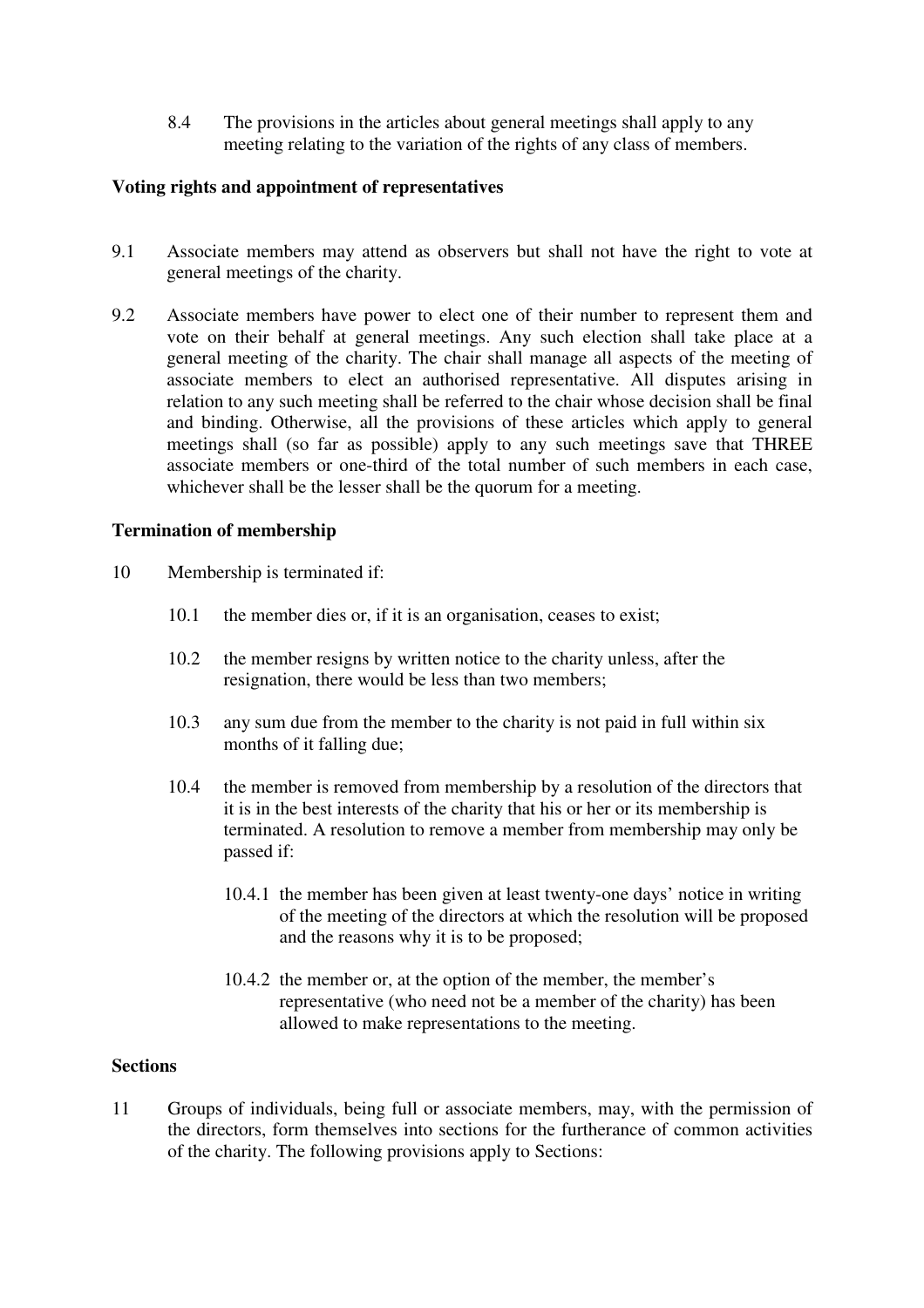8.4 The provisions in the articles about general meetings shall apply to any meeting relating to the variation of the rights of any class of members.

**Voting rights and appointment of representatives**

9.1 Associate members may attend as observers but shall not have the right to vote at general meetings of the charity.

9.2 Associate members have power to elect one of their number to represent them and vote on their behalf at general meetings. Any such election shall take place at a general meeting of the charity. The chair shall manage all aspects of the meeting of associate members to elect an authorised representative. All disputes arising in relation to any such meeting shall be referred to the chair whose decision shall be final and binding. Otherwise, all the provisions of these articles which apply to general meetings shall (so far as possible) apply to any such meetings save that THREE associate members or one-third of the total number of such members in each case, whichever shall be the lesser shall be the quorum for a meeting.

**Termination of membership**

10 Membership is terminated if:

10.1 the member dies or, if it is an organisation, ceases to exist;

10.2 the member resigns by written notice to the charity unless, after the resignation, there would be less than two members;

10.3 any sum due from the member to the charity is not paid in full within six months of it falling due;

10.4 the member is removed from membership by a resolution of the directors that it is in the best interests of the charity that his or her or its membership is terminated. A resolution to remove a member from membership may only be passed if:

10.4.1 the member has been given at least twenty-one days' notice in writing of the meeting of the directors at which the resolution will be proposed and the reasons why it is to be proposed;

10.4.2 the member or, at the option of the member, the member's representative (who need not be a member of the charity) has been allowed to make representations to the meeting.

**Sections**

11 Groups of individuals, being full or associate members, may, with the permission of the directors, form themselves into sections for the furtherance of common activities of the charity. The following provisions apply to Sections: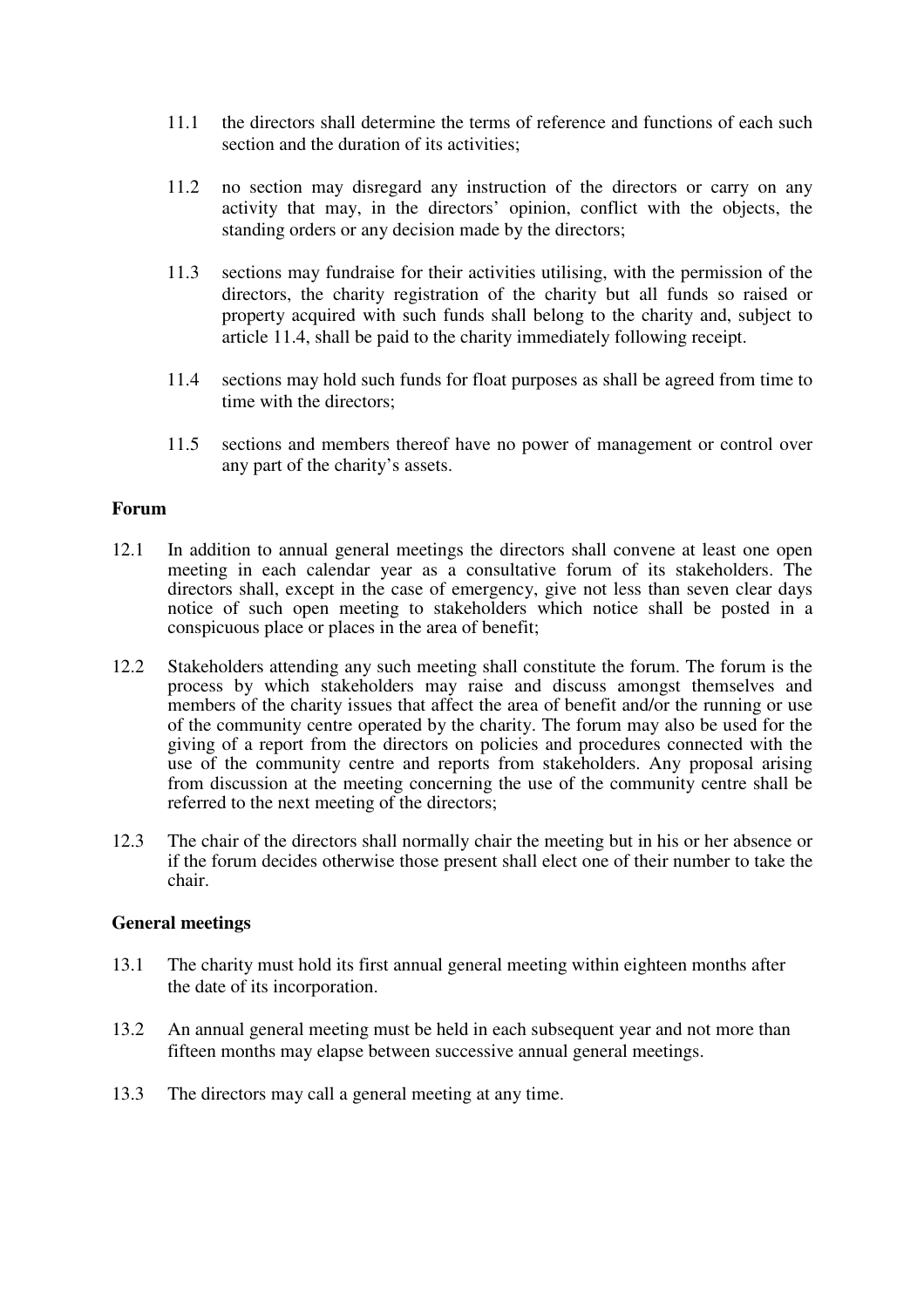11.1 the directors shall determine the terms of reference and functions of each such section and the duration of its activities;

11.2 no section may disregard any instruction of the directors or carry on any activity that may, in the directors' opinion, conflict with the objects, the standing orders or any decision made by the directors;

11.3 sections may fundraise for their activities utilising, with the permission of the directors, the charity registration of the charity but all funds so raised or property acquired with such funds shall belong to the charity and, subject to article 11.4, shall be paid to the charity immediately following receipt.

11.4 sections may hold such funds for float purposes as shall be agreed from time to time with the directors;

11.5 sections and members thereof have no power of management or control over any part of the charity's assets.

**Forum**

12.1 In addition to annual general meetings the directors shall convene at least one open meeting in each calendar year as a consultative forum of its stakeholders. The directors shall, except in the case of emergency, give not less than seven clear days notice of such open meeting to stakeholders which notice shall be posted in a conspicuous place or places in the area of benefit;

12.2 Stakeholders attending any such meeting shall constitute the forum. The forum is the process by which stakeholders may raise and discuss amongst themselves and members of the charity issues that affect the area of benefit and/or the running or use of the community centre operated by the charity. The forum may also be used for the giving of a report from the directors on policies and procedures connected with the use of the community centre and reports from stakeholders. Any proposal arising from discussion at the meeting concerning the use of the community centre shall be referred to the next meeting of the directors;

12.3 The chair of the directors shall normally chair the meeting but in his or her absence or if the forum decides otherwise those present shall elect one of their number to take the chair.

**General meetings**

13.1 The charity must hold its first annual general meeting within eighteen months after the date of its incorporation.

13.2 An annual general meeting must be held in each subsequent year and not more than fifteen months may elapse between successive annual general meetings.

13.3 The directors may call a general meeting at any time.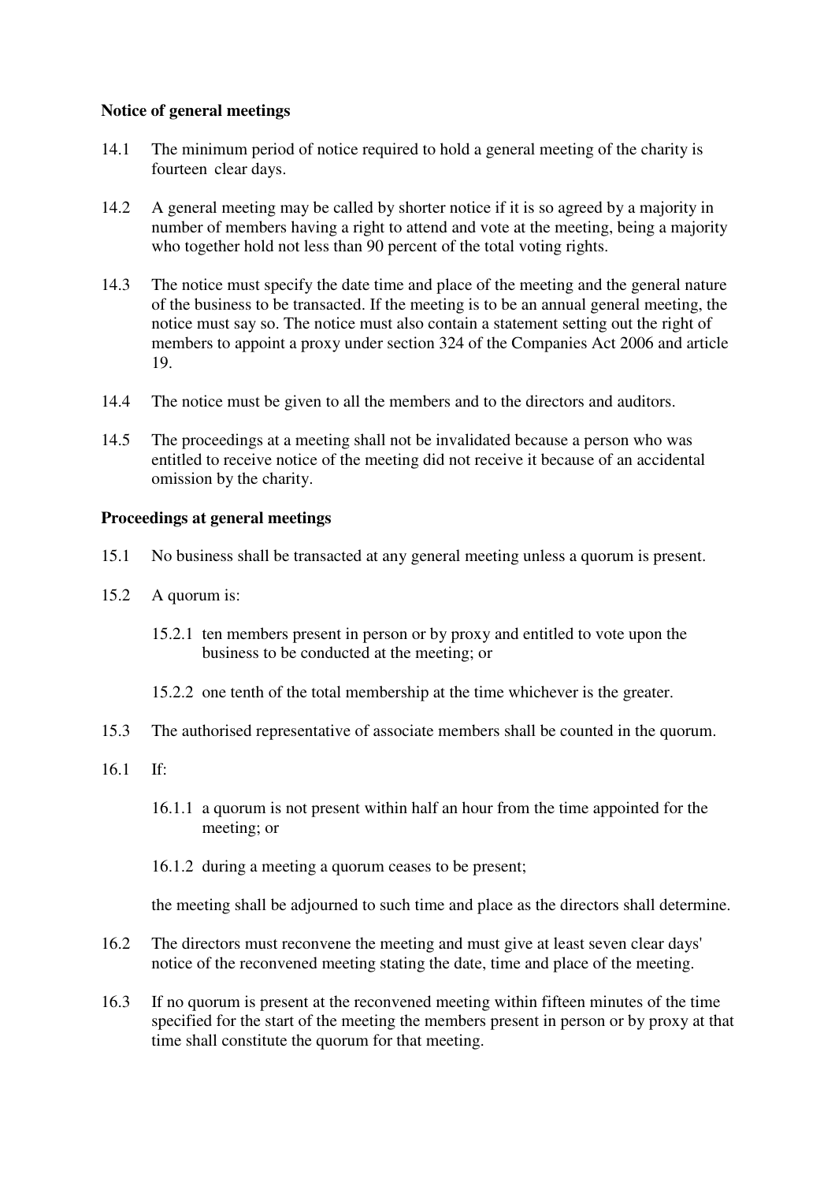**Notice of general meetings**

14.1 The minimum period of notice required to hold a general meeting of the charity is fourteen clear days.

14.2 A general meeting may be called by shorter notice if it is so agreed by a majority in number of members having a right to attend and vote at the meeting, being a majority who together hold not less than 90 percent of the total voting rights.

14.3 The notice must specify the date time and place of the meeting and the general nature of the business to be transacted. If the meeting is to be an annual general meeting, the notice must say so. The notice must also contain a statement setting out the right of members to appoint a proxy under section 324 of the Companies Act 2006 and article 19.

14.4 The notice must be given to all the members and to the directors and auditors.

14.5 The proceedings at a meeting shall not be invalidated because a person who was entitled to receive notice of the meeting did not receive it because of an accidental omission by the charity.

**Proceedings at general meetings**

15.1 No business shall be transacted at any general meeting unless a quorum is present.

15.2 A quorum is:

15.2.1 ten members present in person or by proxy and entitled to vote upon the business to be conducted at the meeting; or

15.2.2 one tenth of the total membership at the time whichever is the greater.

15.3 The authorised representative of associate members shall be counted in the quorum.

16.1 If:

16.1.1 a quorum is not present within half an hour from the time appointed for the meeting; or

16.1.2 during a meeting a quorum ceases to be present;

the meeting shall be adjourned to such time and place as the directors shall determine.

16.2 The directors must reconvene the meeting and must give at least seven clear days' notice of the reconvened meeting stating the date, time and place of the meeting.

16.3 If no quorum is present at the reconvened meeting within fifteen minutes of the time specified for the start of the meeting the members present in person or by proxy at that time shall constitute the quorum for that meeting.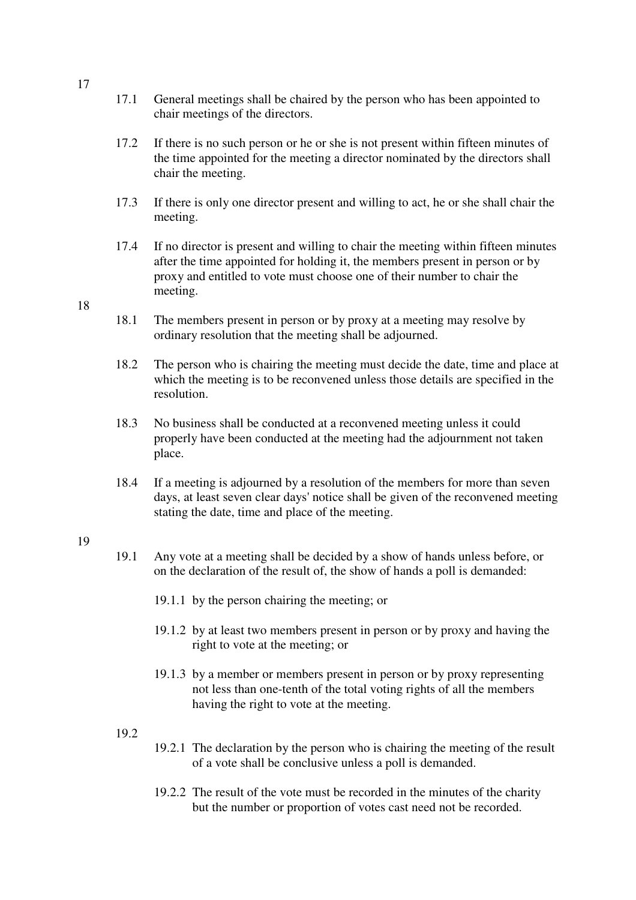17

17.1 General meetings shall be chaired by the person who has been appointed to chair meetings of the directors.

17.2 If there is no such person or he or she is not present within fifteen minutes of the time appointed for the meeting a director nominated by the directors shall chair the meeting.

17.3 If there is only one director present and willing to act, he or she shall chair the meeting.

17.4 If no director is present and willing to chair the meeting within fifteen minutes after the time appointed for holding it, the members present in person or by proxy and entitled to vote must choose one of their number to chair the meeting.

18

18.1 The members present in person or by proxy at a meeting may resolve by ordinary resolution that the meeting shall be adjourned.

18.2 The person who is chairing the meeting must decide the date, time and place at which the meeting is to be reconvened unless those details are specified in the resolution.

18.3 No business shall be conducted at a reconvened meeting unless it could properly have been conducted at the meeting had the adjournment not taken place.

18.4 If a meeting is adjourned by a resolution of the members for more than seven days, at least seven clear days' notice shall be given of the reconvened meeting stating the date, time and place of the meeting.

19

19.1 Any vote at a meeting shall be decided by a show of hands unless before, or on the declaration of the result of, the show of hands a poll is demanded:

19.1.1 by the person chairing the meeting; or

19.1.2 by at least two members present in person or by proxy and having the right to vote at the meeting; or

19.1.3 by a member or members present in person or by proxy representing not less than one-tenth of the total voting rights of all the members having the right to vote at the meeting.

19.2

19.2.1 The declaration by the person who is chairing the meeting of the result of a vote shall be conclusive unless a poll is demanded.

19.2.2 The result of the vote must be recorded in the minutes of the charity but the number or proportion of votes cast need not be recorded.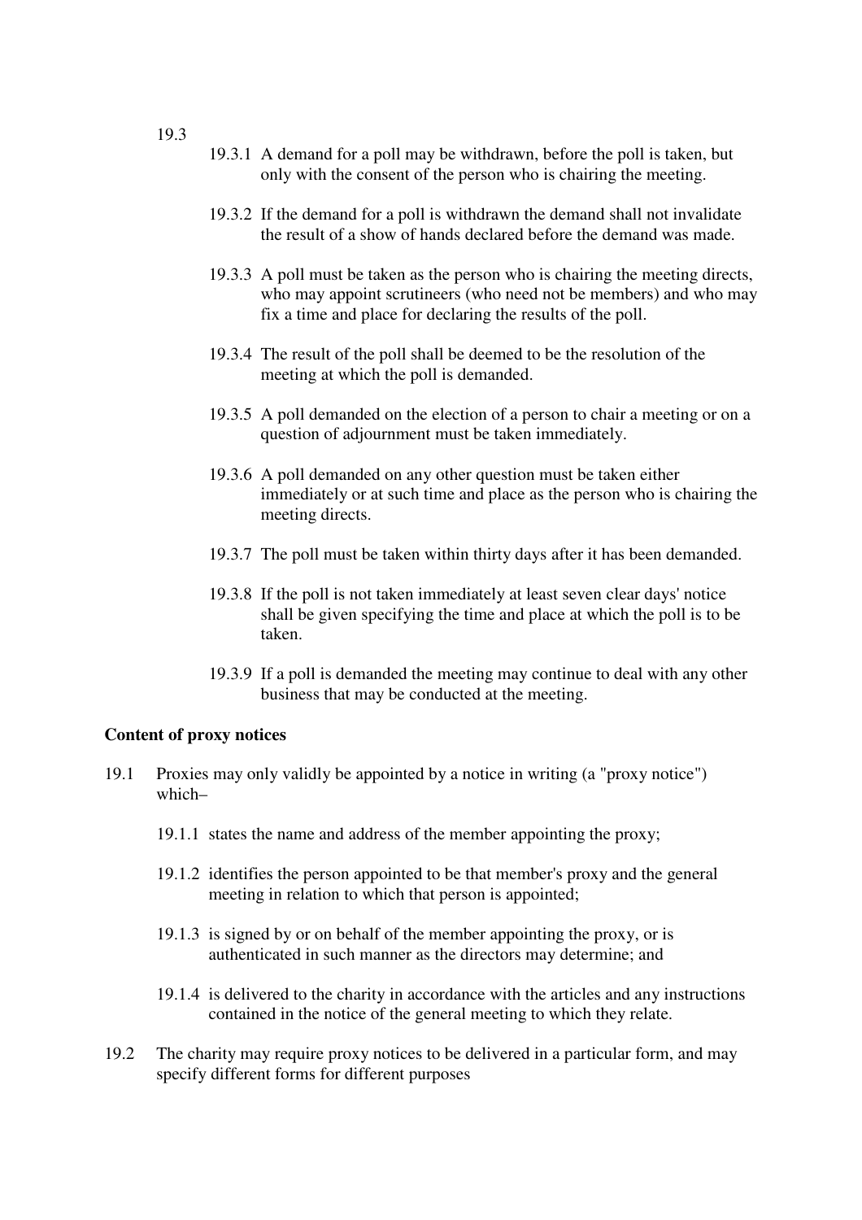19.3

19.3.1 A demand for a poll may be withdrawn, before the poll is taken, but only with the consent of the person who is chairing the meeting.

19.3.2 If the demand for a poll is withdrawn the demand shall not invalidate the result of a show of hands declared before the demand was made.

19.3.3 A poll must be taken as the person who is chairing the meeting directs, who may appoint scrutineers (who need not be members) and who may fix a time and place for declaring the results of the poll.

19.3.4 The result of the poll shall be deemed to be the resolution of the meeting at which the poll is demanded.

19.3.5 A poll demanded on the election of a person to chair a meeting or on a question of adjournment must be taken immediately.

19.3.6 A poll demanded on any other question must be taken either immediately or at such time and place as the person who is chairing the meeting directs.

19.3.7 The poll must be taken within thirty days after it has been demanded.

19.3.8 If the poll is not taken immediately at least seven clear days' notice shall be given specifying the time and place at which the poll is to be taken.

19.3.9 If a poll is demanded the meeting may continue to deal with any other business that may be conducted at the meeting.

**Content of proxy notices**

19.1 Proxies may only validly be appointed by a notice in writing (a "proxy notice") which–

19.1.1 states the name and address of the member appointing the proxy;

19.1.2 identifies the person appointed to be that member's proxy and the general meeting in relation to which that person is appointed;

19.1.3 is signed by or on behalf of the member appointing the proxy, or is authenticated in such manner as the directors may determine; and

19.1.4 is delivered to the charity in accordance with the articles and any instructions contained in the notice of the general meeting to which they relate.

19.2 The charity may require proxy notices to be delivered in a particular form, and may specify different forms for different purposes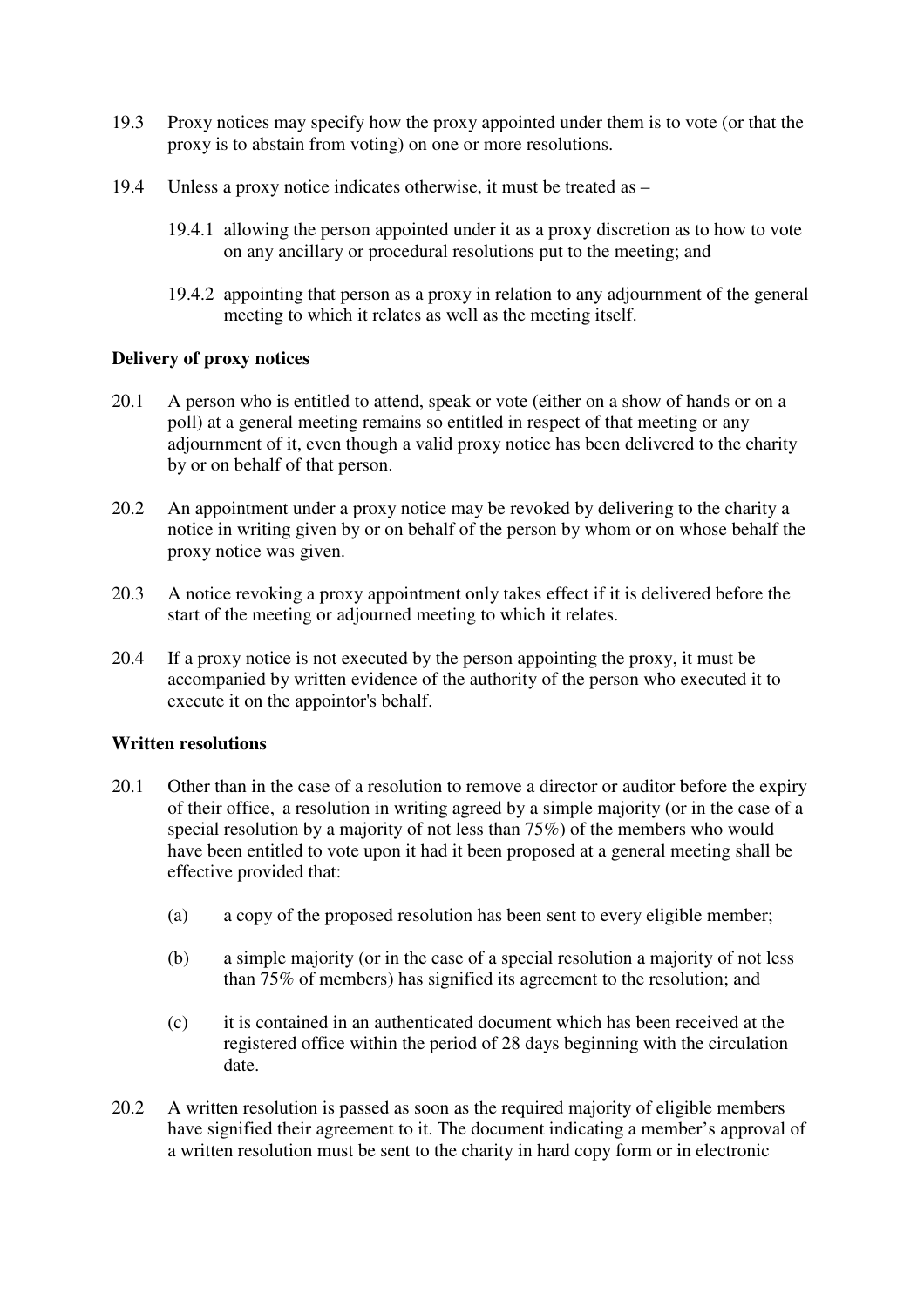19.3 Proxy notices may specify how the proxy appointed under them is to vote (or that the proxy is to abstain from voting) on one or more resolutions.

19.4 Unless a proxy notice indicates otherwise, it must be treated as –

19.4.1 allowing the person appointed under it as a proxy discretion as to how to vote on any ancillary or procedural resolutions put to the meeting; and

19.4.2 appointing that person as a proxy in relation to any adjournment of the general meeting to which it relates as well as the meeting itself.

**Delivery of proxy notices**

20.1 A person who is entitled to attend, speak or vote (either on a show of hands or on a poll) at a general meeting remains so entitled in respect of that meeting or any adjournment of it, even though a valid proxy notice has been delivered to the charity by or on behalf of that person.

20.2 An appointment under a proxy notice may be revoked by delivering to the charity a notice in writing given by or on behalf of the person by whom or on whose behalf the proxy notice was given.

20.3 A notice revoking a proxy appointment only takes effect if it is delivered before the start of the meeting or adjourned meeting to which it relates.

20.4 If a proxy notice is not executed by the person appointing the proxy, it must be accompanied by written evidence of the authority of the person who executed it to execute it on the appointor's behalf.

**Written resolutions**

20.1 Other than in the case of a resolution to remove a director or auditor before the expiry of their office, a resolution in writing agreed by a simple majority (or in the case of a special resolution by a majority of not less than 75%) of the members who would have been entitled to vote upon it had it been proposed at a general meeting shall be effective provided that:

(a) a copy of the proposed resolution has been sent to every eligible member;

(b) a simple majority (or in the case of a special resolution a majority of not less than 75% of members) has signified its agreement to the resolution; and

(c) it is contained in an authenticated document which has been received at the registered office within the period of 28 days beginning with the circulation date.

20.2 A written resolution is passed as soon as the required majority of eligible members have signified their agreement to it. The document indicating a member's approval of a written resolution must be sent to the charity in hard copy form or in electronic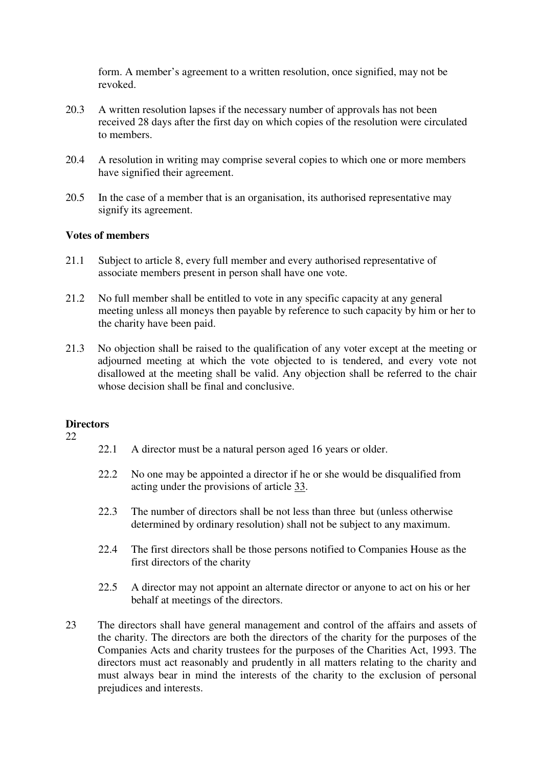form. A member's agreement to a written resolution, once signified, may not be revoked.

20.3 A written resolution lapses if the necessary number of approvals has not been received 28 days after the first day on which copies of the resolution were circulated to members.

20.4 A resolution in writing may comprise several copies to which one or more members have signified their agreement.

20.5 In the case of a member that is an organisation, its authorised representative may signify its agreement.

**Votes of members**

21.1 Subject to article 8, every full member and every authorised representative of associate members present in person shall have one vote.

21.2 No full member shall be entitled to vote in any specific capacity at any general meeting unless all moneys then payable by reference to such capacity by him or her to the charity have been paid.

21.3 No objection shall be raised to the qualification of any voter except at the meeting or adjourned meeting at which the vote objected to is tendered, and every vote not disallowed at the meeting shall be valid. Any objection shall be referred to the chair whose decision shall be final and conclusive.

**Directors**

22

22.1 A director must be a natural person aged 16 years or older.

22.2 No one may be appointed a director if he or she would be disqualified from acting under the provisions of article 33.

22.3 The number of directors shall be not less than three but (unless otherwise determined by ordinary resolution) shall not be subject to any maximum.

22.4 The first directors shall be those persons notified to Companies House as the first directors of the charity

22.5 A director may not appoint an alternate director or anyone to act on his or her behalf at meetings of the directors.

23 The directors shall have general management and control of the affairs and assets of the charity. The directors are both the directors of the charity for the purposes of the Companies Acts and charity trustees for the purposes of the Charities Act, 1993. The directors must act reasonably and prudently in all matters relating to the charity and must always bear in mind the interests of the charity to the exclusion of personal prejudices and interests.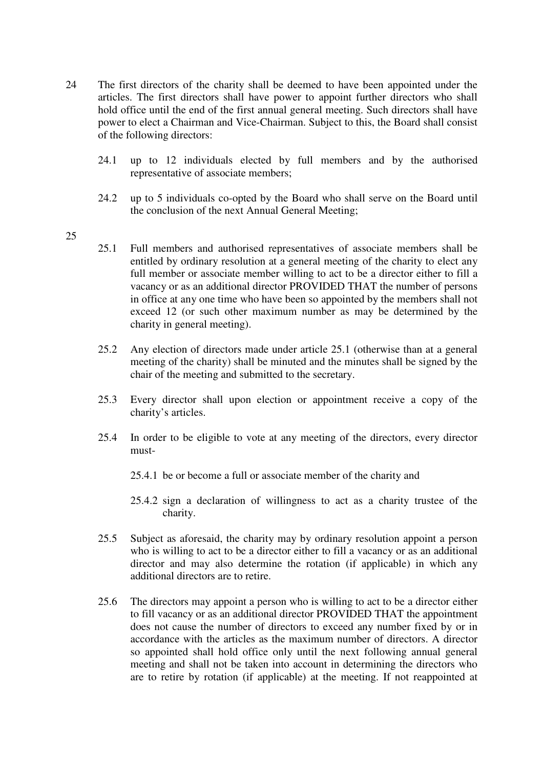24 The first directors of the charity shall be deemed to have been appointed under the articles. The first directors shall have power to appoint further directors who shall hold office until the end of the first annual general meeting. Such directors shall have power to elect a Chairman and Vice-Chairman. Subject to this, the Board shall consist of the following directors:

   24.1 up to 12 individuals elected by full members and by the authorised representative of associate members;

   24.2 up to 5 individuals co-opted by the Board who shall serve on the Board until the conclusion of the next Annual General Meeting;

25

   25.1 Full members and authorised representatives of associate members shall be entitled by ordinary resolution at a general meeting of the charity to elect any full member or associate member willing to act to be a director either to fill a vacancy or as an additional director PROVIDED THAT the number of persons in office at any one time who have been so appointed by the members shall not exceed 12 (or such other maximum number as may be determined by the charity in general meeting).

   25.2 Any election of directors made under article 25.1 (otherwise than at a general meeting of the charity) shall be minuted and the minutes shall be signed by the chair of the meeting and submitted to the secretary.

   25.3 Every director shall upon election or appointment receive a copy of the charity's articles.

   25.4 In order to be eligible to vote at any meeting of the directors, every director must-

      25.4.1 be or become a full or associate member of the charity and

      25.4.2 sign a declaration of willingness to act as a charity trustee of the charity.

   25.5 Subject as aforesaid, the charity may by ordinary resolution appoint a person who is willing to act to be a director either to fill a vacancy or as an additional director and may also determine the rotation (if applicable) in which any additional directors are to retire.

   25.6 The directors may appoint a person who is willing to act to be a director either to fill vacancy or as an additional director PROVIDED THAT the appointment does not cause the number of directors to exceed any number fixed by or in accordance with the articles as the maximum number of directors. A director so appointed shall hold office only until the next following annual general meeting and shall not be taken into account in determining the directors who are to retire by rotation (if applicable) at the meeting. If not reappointed at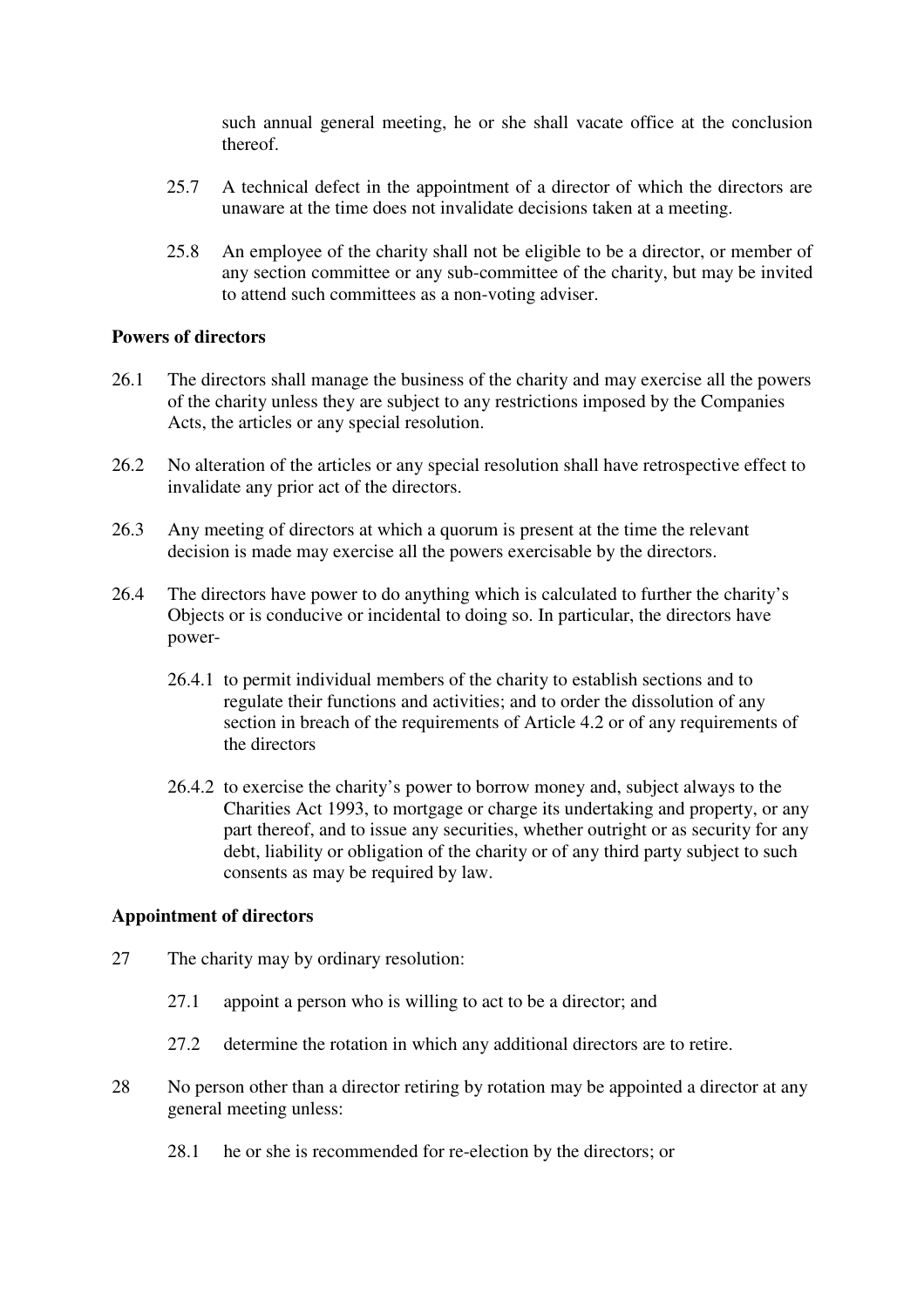such annual general meeting, he or she shall vacate office at the conclusion thereof.

25.7 A technical defect in the appointment of a director of which the directors are unaware at the time does not invalidate decisions taken at a meeting.

25.8 An employee of the charity shall not be eligible to be a director, or member of any section committee or any sub-committee of the charity, but may be invited to attend such committees as a non-voting adviser.

**Powers of directors**

26.1 The directors shall manage the business of the charity and may exercise all the powers of the charity unless they are subject to any restrictions imposed by the Companies Acts, the articles or any special resolution.

26.2 No alteration of the articles or any special resolution shall have retrospective effect to invalidate any prior act of the directors.

26.3 Any meeting of directors at which a quorum is present at the time the relevant decision is made may exercise all the powers exercisable by the directors.

26.4 The directors have power to do anything which is calculated to further the charity's Objects or is conducive or incidental to doing so. In particular, the directors have power-

26.4.1 to permit individual members of the charity to establish sections and to regulate their functions and activities; and to order the dissolution of any section in breach of the requirements of Article 4.2 or of any requirements of the directors

26.4.2 to exercise the charity's power to borrow money and, subject always to the Charities Act 1993, to mortgage or charge its undertaking and property, or any part thereof, and to issue any securities, whether outright or as security for any debt, liability or obligation of the charity or of any third party subject to such consents as may be required by law.

**Appointment of directors**

27 The charity may by ordinary resolution:

27.1 appoint a person who is willing to act to be a director; and

27.2 determine the rotation in which any additional directors are to retire.

28 No person other than a director retiring by rotation may be appointed a director at any general meeting unless:

28.1 he or she is recommended for re-election by the directors; or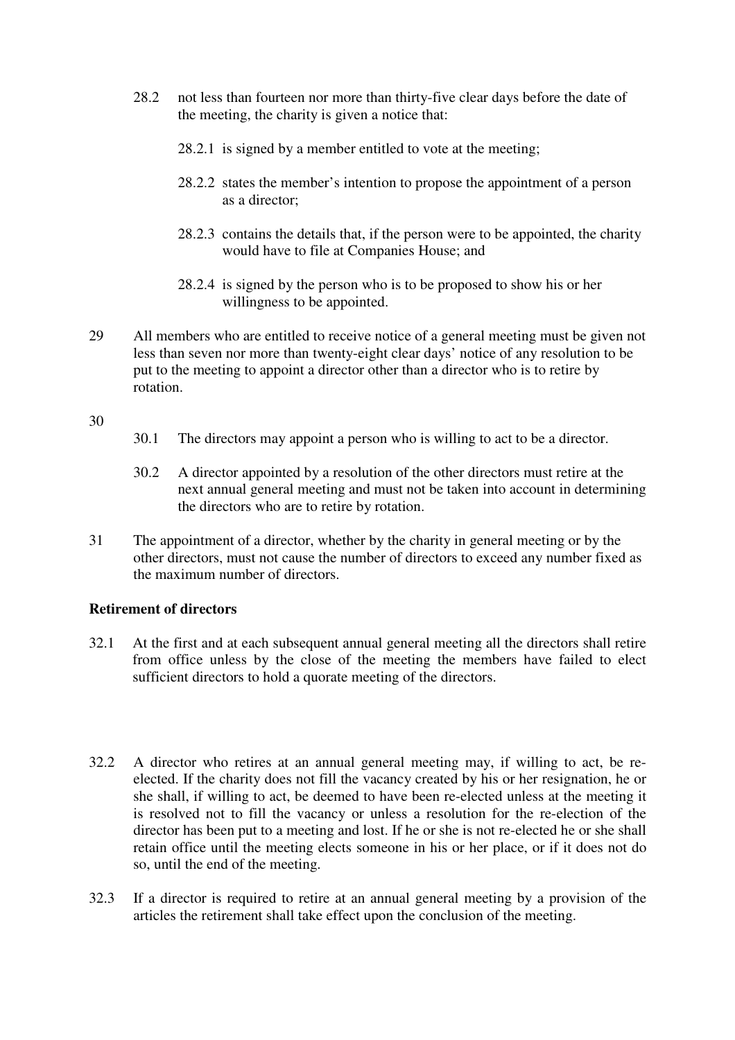28.2 not less than fourteen nor more than thirty-five clear days before the date of the meeting, the charity is given a notice that:

28.2.1 is signed by a member entitled to vote at the meeting;

28.2.2 states the member's intention to propose the appointment of a person as a director;

28.2.3 contains the details that, if the person were to be appointed, the charity would have to file at Companies House; and

28.2.4 is signed by the person who is to be proposed to show his or her willingness to be appointed.

29 All members who are entitled to receive notice of a general meeting must be given not less than seven nor more than twenty-eight clear days' notice of any resolution to be put to the meeting to appoint a director other than a director who is to retire by rotation.

30

30.1 The directors may appoint a person who is willing to act to be a director.

30.2 A director appointed by a resolution of the other directors must retire at the next annual general meeting and must not be taken into account in determining the directors who are to retire by rotation.

31 The appointment of a director, whether by the charity in general meeting or by the other directors, must not cause the number of directors to exceed any number fixed as the maximum number of directors.

**Retirement of directors**

32.1 At the first and at each subsequent annual general meeting all the directors shall retire from office unless by the close of the meeting the members have failed to elect sufficient directors to hold a quorate meeting of the directors.

32.2 A director who retires at an annual general meeting may, if willing to act, be re-elected. If the charity does not fill the vacancy created by his or her resignation, he or she shall, if willing to act, be deemed to have been re-elected unless at the meeting it is resolved not to fill the vacancy or unless a resolution for the re-election of the director has been put to a meeting and lost. If he or she is not re-elected he or she shall retain office until the meeting elects someone in his or her place, or if it does not do so, until the end of the meeting.

32.3 If a director is required to retire at an annual general meeting by a provision of the articles the retirement shall take effect upon the conclusion of the meeting.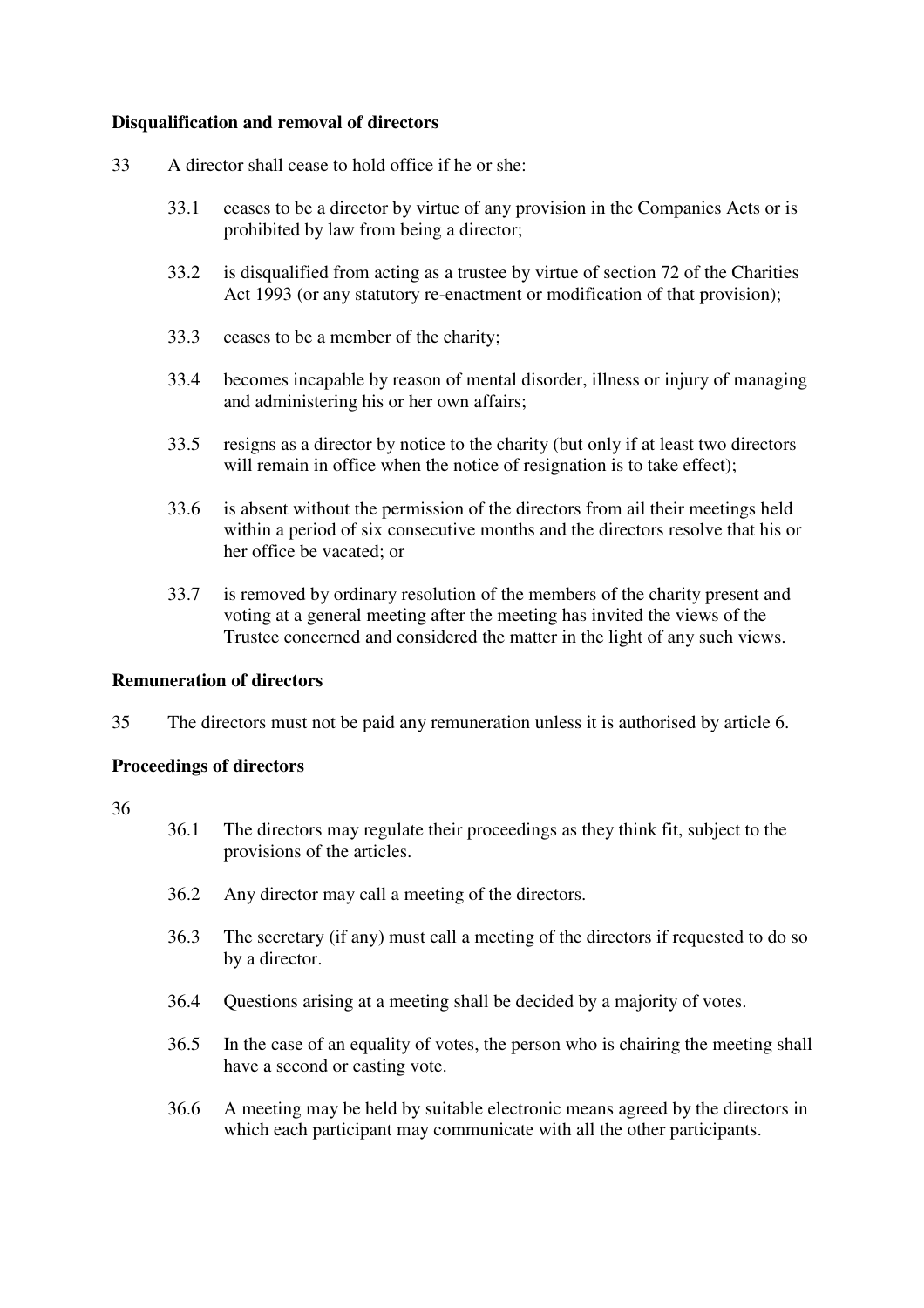**Disqualification and removal of directors**

33 A director shall cease to hold office if he or she:

33.1 ceases to be a director by virtue of any provision in the Companies Acts or is prohibited by law from being a director;

33.2 is disqualified from acting as a trustee by virtue of section 72 of the Charities Act 1993 (or any statutory re-enactment or modification of that provision);

33.3 ceases to be a member of the charity;

33.4 becomes incapable by reason of mental disorder, illness or injury of managing and administering his or her own affairs;

33.5 resigns as a director by notice to the charity (but only if at least two directors will remain in office when the notice of resignation is to take effect);

33.6 is absent without the permission of the directors from ail their meetings held within a period of six consecutive months and the directors resolve that his or her office be vacated; or

33.7 is removed by ordinary resolution of the members of the charity present and voting at a general meeting after the meeting has invited the views of the Trustee concerned and considered the matter in the light of any such views.

**Remuneration of directors**

35 The directors must not be paid any remuneration unless it is authorised by article 6.

**Proceedings of directors**

36

36.1 The directors may regulate their proceedings as they think fit, subject to the provisions of the articles.

36.2 Any director may call a meeting of the directors.

36.3 The secretary (if any) must call a meeting of the directors if requested to do so by a director.

36.4 Questions arising at a meeting shall be decided by a majority of votes.

36.5 In the case of an equality of votes, the person who is chairing the meeting shall have a second or casting vote.

36.6 A meeting may be held by suitable electronic means agreed by the directors in which each participant may communicate with all the other participants.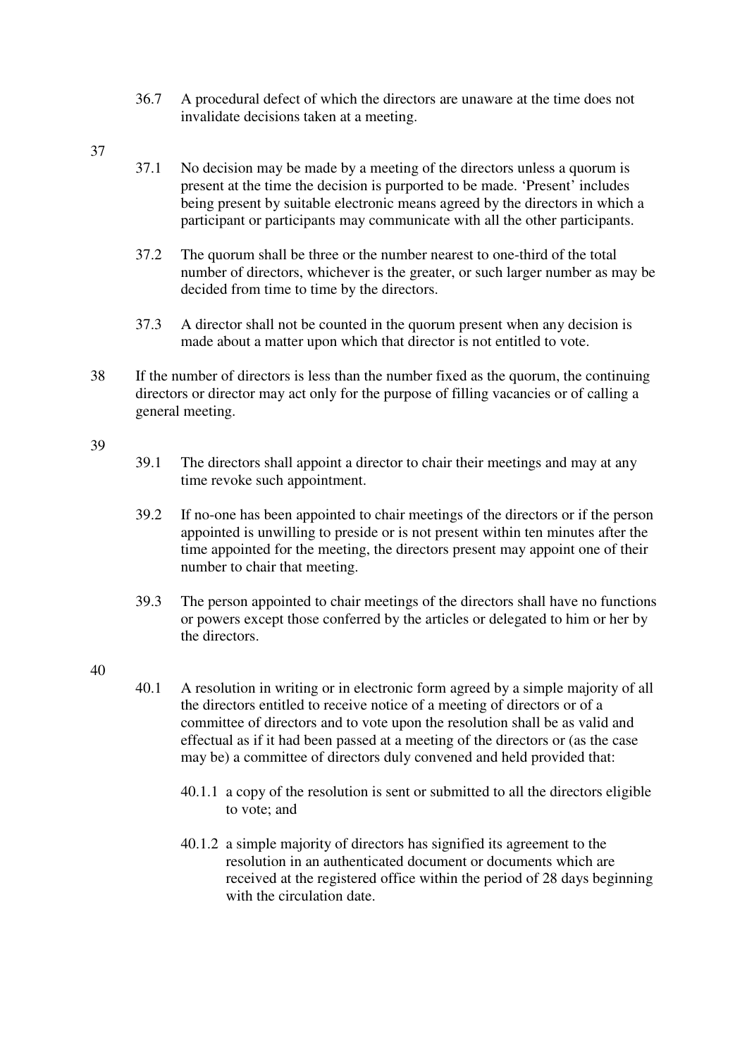36.7 A procedural defect of which the directors are unaware at the time does not invalidate decisions taken at a meeting.

37

37.1 No decision may be made by a meeting of the directors unless a quorum is present at the time the decision is purported to be made. 'Present' includes being present by suitable electronic means agreed by the directors in which a participant or participants may communicate with all the other participants.

37.2 The quorum shall be three or the number nearest to one-third of the total number of directors, whichever is the greater, or such larger number as may be decided from time to time by the directors.

37.3 A director shall not be counted in the quorum present when any decision is made about a matter upon which that director is not entitled to vote.

38 If the number of directors is less than the number fixed as the quorum, the continuing directors or director may act only for the purpose of filling vacancies or of calling a general meeting.

39

39.1 The directors shall appoint a director to chair their meetings and may at any time revoke such appointment.

39.2 If no-one has been appointed to chair meetings of the directors or if the person appointed is unwilling to preside or is not present within ten minutes after the time appointed for the meeting, the directors present may appoint one of their number to chair that meeting.

39.3 The person appointed to chair meetings of the directors shall have no functions or powers except those conferred by the articles or delegated to him or her by the directors.

40

40.1 A resolution in writing or in electronic form agreed by a simple majority of all the directors entitled to receive notice of a meeting of directors or of a committee of directors and to vote upon the resolution shall be as valid and effectual as if it had been passed at a meeting of the directors or (as the case may be) a committee of directors duly convened and held provided that:

40.1.1 a copy of the resolution is sent or submitted to all the directors eligible to vote; and

40.1.2 a simple majority of directors has signified its agreement to the resolution in an authenticated document or documents which are received at the registered office within the period of 28 days beginning with the circulation date.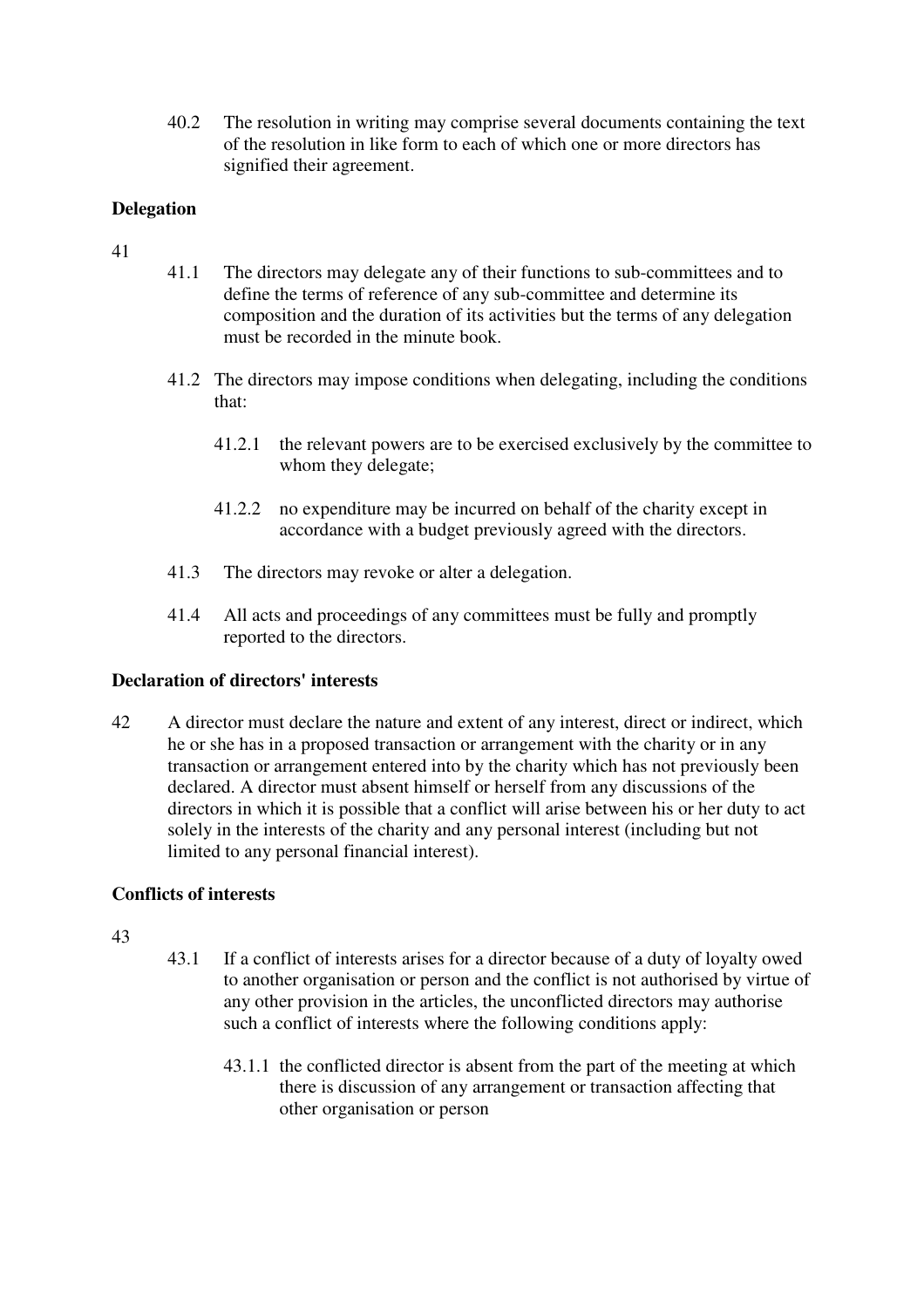40.2 The resolution in writing may comprise several documents containing the text of the resolution in like form to each of which one or more directors has signified their agreement.

**Delegation**

41

41.1 The directors may delegate any of their functions to sub-committees and to define the terms of reference of any sub-committee and determine its composition and the duration of its activities but the terms of any delegation must be recorded in the minute book.

41.2 The directors may impose conditions when delegating, including the conditions that:

41.2.1 the relevant powers are to be exercised exclusively by the committee to whom they delegate;

41.2.2 no expenditure may be incurred on behalf of the charity except in accordance with a budget previously agreed with the directors.

41.3 The directors may revoke or alter a delegation.

41.4 All acts and proceedings of any committees must be fully and promptly reported to the directors.

**Declaration of directors' interests**

42 A director must declare the nature and extent of any interest, direct or indirect, which he or she has in a proposed transaction or arrangement with the charity or in any transaction or arrangement entered into by the charity which has not previously been declared. A director must absent himself or herself from any discussions of the directors in which it is possible that a conflict will arise between his or her duty to act solely in the interests of the charity and any personal interest (including but not limited to any personal financial interest).

**Conflicts of interests**

43

43.1 If a conflict of interests arises for a director because of a duty of loyalty owed to another organisation or person and the conflict is not authorised by virtue of any other provision in the articles, the unconflicted directors may authorise such a conflict of interests where the following conditions apply:

43.1.1 the conflicted director is absent from the part of the meeting at which there is discussion of any arrangement or transaction affecting that other organisation or person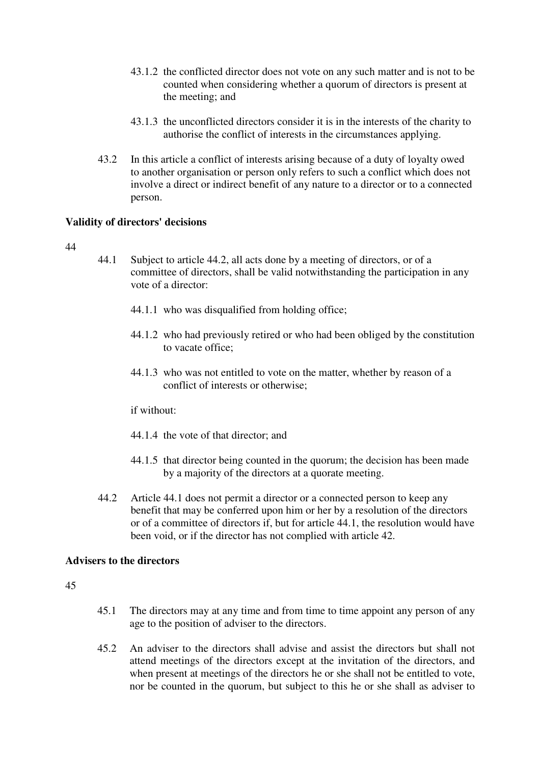43.1.2 the conflicted director does not vote on any such matter and is not to be counted when considering whether a quorum of directors is present at the meeting; and

43.1.3 the unconflicted directors consider it is in the interests of the charity to authorise the conflict of interests in the circumstances applying.

43.2 In this article a conflict of interests arising because of a duty of loyalty owed to another organisation or person only refers to such a conflict which does not involve a direct or indirect benefit of any nature to a director or to a connected person.

**Validity of directors' decisions**

44

44.1 Subject to article 44.2, all acts done by a meeting of directors, or of a committee of directors, shall be valid notwithstanding the participation in any vote of a director:

44.1.1 who was disqualified from holding office;

44.1.2 who had previously retired or who had been obliged by the constitution to vacate office;

44.1.3 who was not entitled to vote on the matter, whether by reason of a conflict of interests or otherwise;

if without:

44.1.4 the vote of that director; and

44.1.5 that director being counted in the quorum; the decision has been made by a majority of the directors at a quorate meeting.

44.2 Article 44.1 does not permit a director or a connected person to keep any benefit that may be conferred upon him or her by a resolution of the directors or of a committee of directors if, but for article 44.1, the resolution would have been void, or if the director has not complied with article 42.

**Advisers to the directors**

45

45.1 The directors may at any time and from time to time appoint any person of any age to the position of adviser to the directors.

45.2 An adviser to the directors shall advise and assist the directors but shall not attend meetings of the directors except at the invitation of the directors, and when present at meetings of the directors he or she shall not be entitled to vote, nor be counted in the quorum, but subject to this he or she shall as adviser to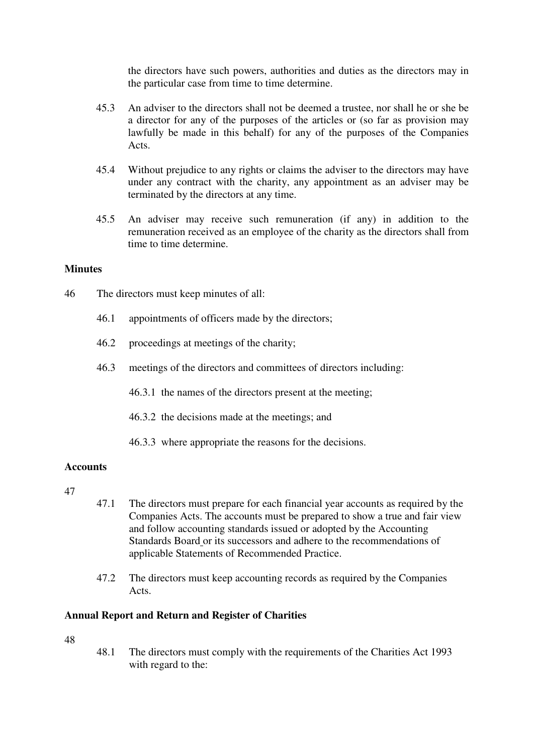the directors have such powers, authorities and duties as the directors may in the particular case from time to time determine.

45.3 An adviser to the directors shall not be deemed a trustee, nor shall he or she be a director for any of the purposes of the articles or (so far as provision may lawfully be made in this behalf) for any of the purposes of the Companies Acts.

45.4 Without prejudice to any rights or claims the adviser to the directors may have under any contract with the charity, any appointment as an adviser may be terminated by the directors at any time.

45.5 An adviser may receive such remuneration (if any) in addition to the remuneration received as an employee of the charity as the directors shall from time to time determine.

**Minutes**

46 The directors must keep minutes of all:

46.1 appointments of officers made by the directors;

46.2 proceedings at meetings of the charity;

46.3 meetings of the directors and committees of directors including:

46.3.1 the names of the directors present at the meeting;

46.3.2 the decisions made at the meetings; and

46.3.3 where appropriate the reasons for the decisions.

**Accounts**

47

47.1 The directors must prepare for each financial year accounts as required by the Companies Acts. The accounts must be prepared to show a true and fair view and follow accounting standards issued or adopted by the Accounting Standards Board or its successors and adhere to the recommendations of applicable Statements of Recommended Practice.

47.2 The directors must keep accounting records as required by the Companies Acts.

**Annual Report and Return and Register of Charities**

48

48.1 The directors must comply with the requirements of the Charities Act 1993 with regard to the: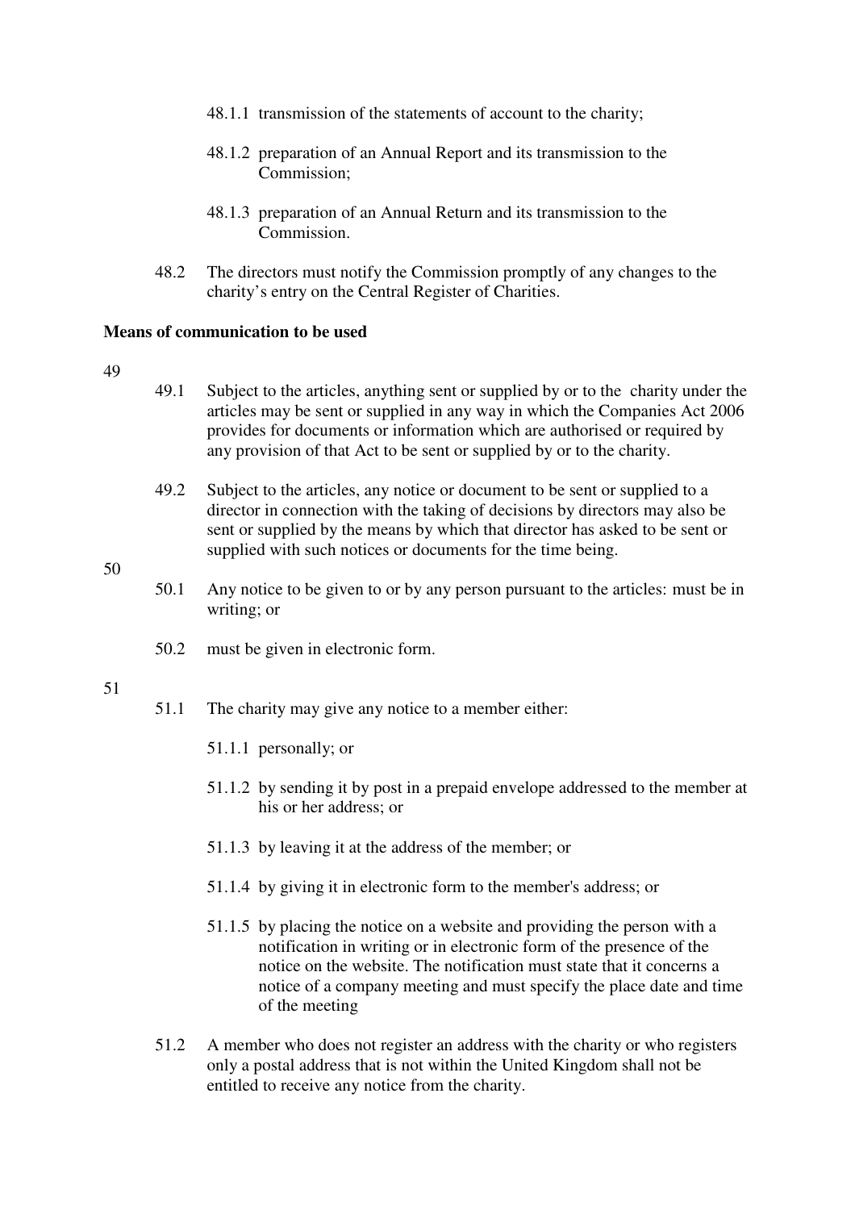48.1.1 transmission of the statements of account to the charity;

48.1.2 preparation of an Annual Report and its transmission to the Commission;

48.1.3 preparation of an Annual Return and its transmission to the Commission.

48.2 The directors must notify the Commission promptly of any changes to the charity's entry on the Central Register of Charities.

**Means of communication to be used**

49

49.1 Subject to the articles, anything sent or supplied by or to the charity under the articles may be sent or supplied in any way in which the Companies Act 2006 provides for documents or information which are authorised or required by any provision of that Act to be sent or supplied by or to the charity.

49.2 Subject to the articles, any notice or document to be sent or supplied to a director in connection with the taking of decisions by directors may also be sent or supplied by the means by which that director has asked to be sent or supplied with such notices or documents for the time being.

50

50.1 Any notice to be given to or by any person pursuant to the articles: must be in writing; or

50.2 must be given in electronic form.

51

51.1 The charity may give any notice to a member either:

51.1.1 personally; or

51.1.2 by sending it by post in a prepaid envelope addressed to the member at his or her address; or

51.1.3 by leaving it at the address of the member; or

51.1.4 by giving it in electronic form to the member's address; or

51.1.5 by placing the notice on a website and providing the person with a notification in writing or in electronic form of the presence of the notice on the website. The notification must state that it concerns a notice of a company meeting and must specify the place date and time of the meeting

51.2 A member who does not register an address with the charity or who registers only a postal address that is not within the United Kingdom shall not be entitled to receive any notice from the charity.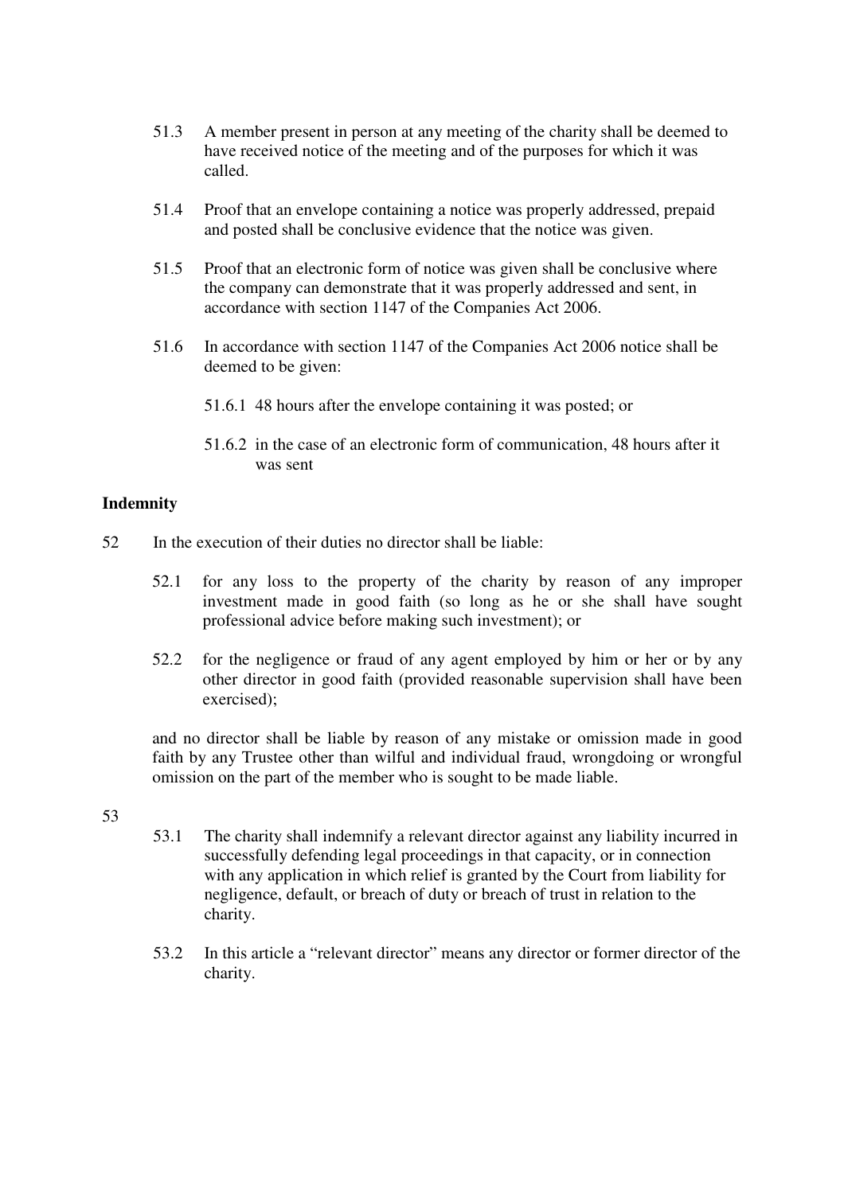51.3 A member present in person at any meeting of the charity shall be deemed to have received notice of the meeting and of the purposes for which it was called.

51.4 Proof that an envelope containing a notice was properly addressed, prepaid and posted shall be conclusive evidence that the notice was given.

51.5 Proof that an electronic form of notice was given shall be conclusive where the company can demonstrate that it was properly addressed and sent, in accordance with section 1147 of the Companies Act 2006.

51.6 In accordance with section 1147 of the Companies Act 2006 notice shall be deemed to be given:

51.6.1 48 hours after the envelope containing it was posted; or

51.6.2 in the case of an electronic form of communication, 48 hours after it was sent

**Indemnity**

52 In the execution of their duties no director shall be liable:

52.1 for any loss to the property of the charity by reason of any improper investment made in good faith (so long as he or she shall have sought professional advice before making such investment); or

52.2 for the negligence or fraud of any agent employed by him or her or by any other director in good faith (provided reasonable supervision shall have been exercised);

and no director shall be liable by reason of any mistake or omission made in good faith by any Trustee other than wilful and individual fraud, wrongdoing or wrongful omission on the part of the member who is sought to be made liable.

53

53.1 The charity shall indemnify a relevant director against any liability incurred in successfully defending legal proceedings in that capacity, or in connection with any application in which relief is granted by the Court from liability for negligence, default, or breach of duty or breach of trust in relation to the charity.

53.2 In this article a "relevant director" means any director or former director of the charity.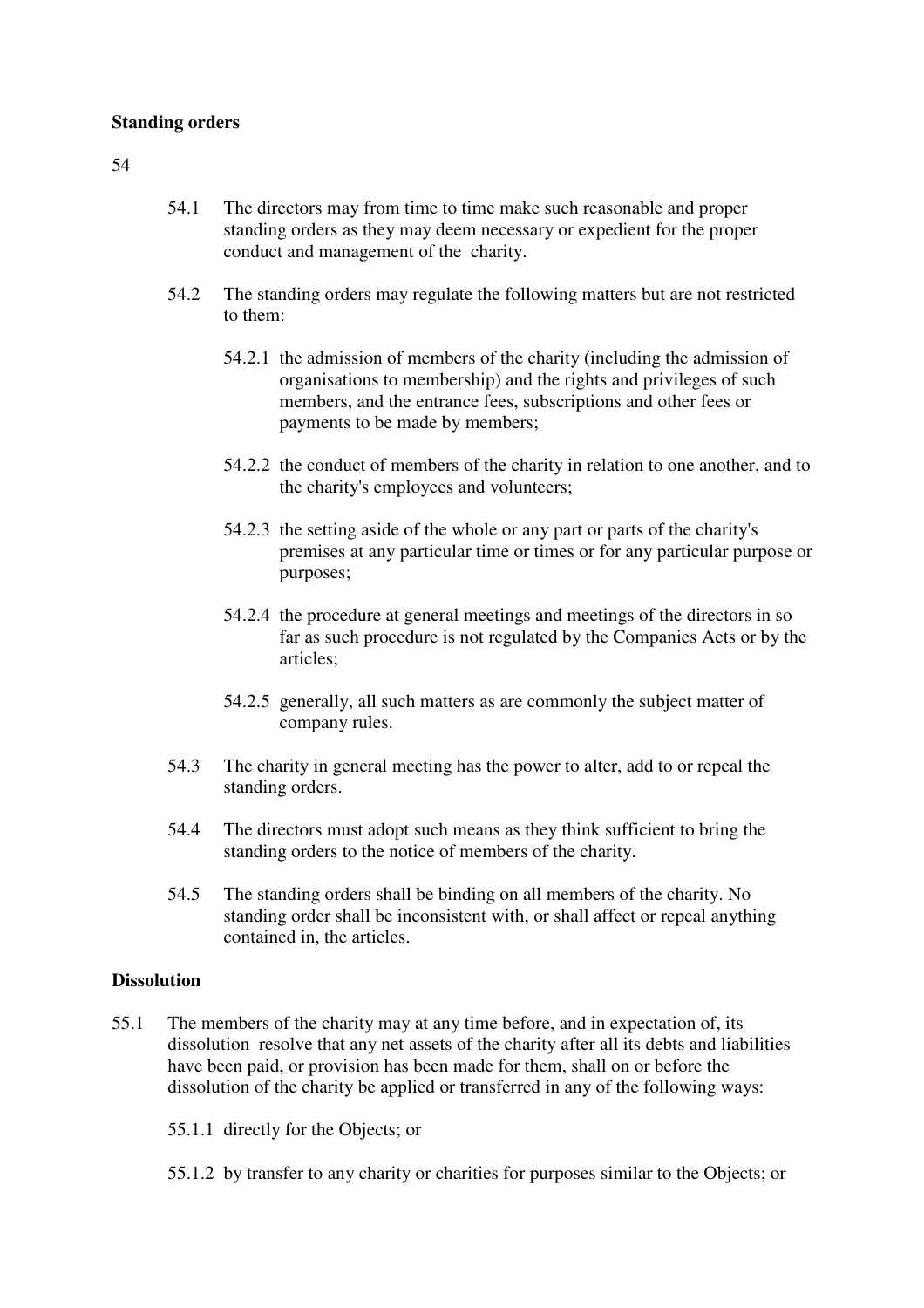**Standing orders**

54

54.1 The directors may from time to time make such reasonable and proper standing orders as they may deem necessary or expedient for the proper conduct and management of the charity.

54.2 The standing orders may regulate the following matters but are not restricted to them:

54.2.1 the admission of members of the charity (including the admission of organisations to membership) and the rights and privileges of such members, and the entrance fees, subscriptions and other fees or payments to be made by members;

54.2.2 the conduct of members of the charity in relation to one another, and to the charity's employees and volunteers;

54.2.3 the setting aside of the whole or any part or parts of the charity's premises at any particular time or times or for any particular purpose or purposes;

54.2.4 the procedure at general meetings and meetings of the directors in so far as such procedure is not regulated by the Companies Acts or by the articles;

54.2.5 generally, all such matters as are commonly the subject matter of company rules.

54.3 The charity in general meeting has the power to alter, add to or repeal the standing orders.

54.4 The directors must adopt such means as they think sufficient to bring the standing orders to the notice of members of the charity.

54.5 The standing orders shall be binding on all members of the charity. No standing order shall be inconsistent with, or shall affect or repeal anything contained in, the articles.

**Dissolution**

55.1 The members of the charity may at any time before, and in expectation of, its dissolution resolve that any net assets of the charity after all its debts and liabilities have been paid, or provision has been made for them, shall on or before the dissolution of the charity be applied or transferred in any of the following ways:

55.1.1 directly for the Objects; or

55.1.2 by transfer to any charity or charities for purposes similar to the Objects; or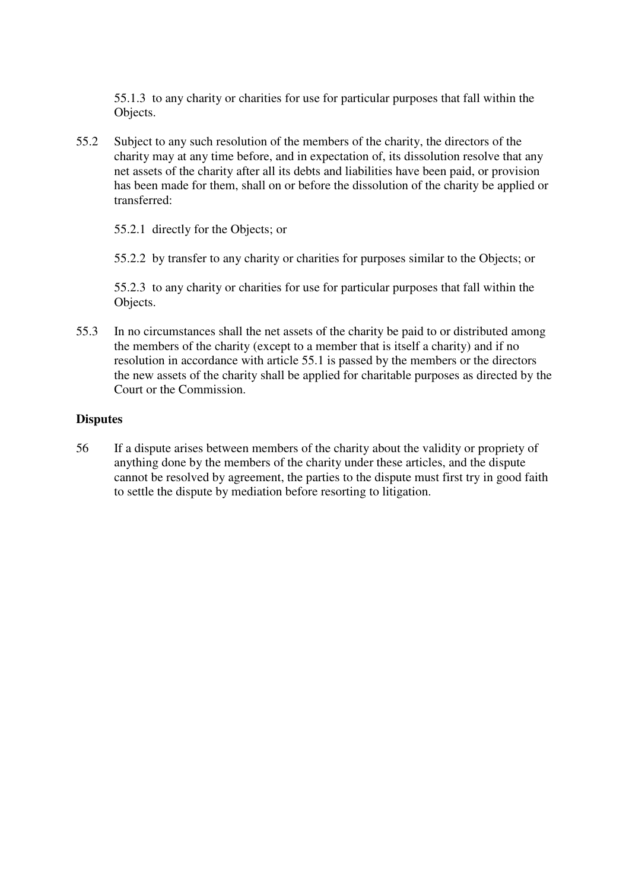55.1.3 to any charity or charities for use for particular purposes that fall within the Objects.

55.2 Subject to any such resolution of the members of the charity, the directors of the charity may at any time before, and in expectation of, its dissolution resolve that any net assets of the charity after all its debts and liabilities have been paid, or provision has been made for them, shall on or before the dissolution of the charity be applied or transferred:

55.2.1 directly for the Objects; or

55.2.2 by transfer to any charity or charities for purposes similar to the Objects; or

55.2.3 to any charity or charities for use for particular purposes that fall within the Objects.

55.3 In no circumstances shall the net assets of the charity be paid to or distributed among the members of the charity (except to a member that is itself a charity) and if no resolution in accordance with article 55.1 is passed by the members or the directors the new assets of the charity shall be applied for charitable purposes as directed by the Court or the Commission.

**Disputes**

56 If a dispute arises between members of the charity about the validity or propriety of anything done by the members of the charity under these articles, and the dispute cannot be resolved by agreement, the parties to the dispute must first try in good faith to settle the dispute by mediation before resorting to litigation.